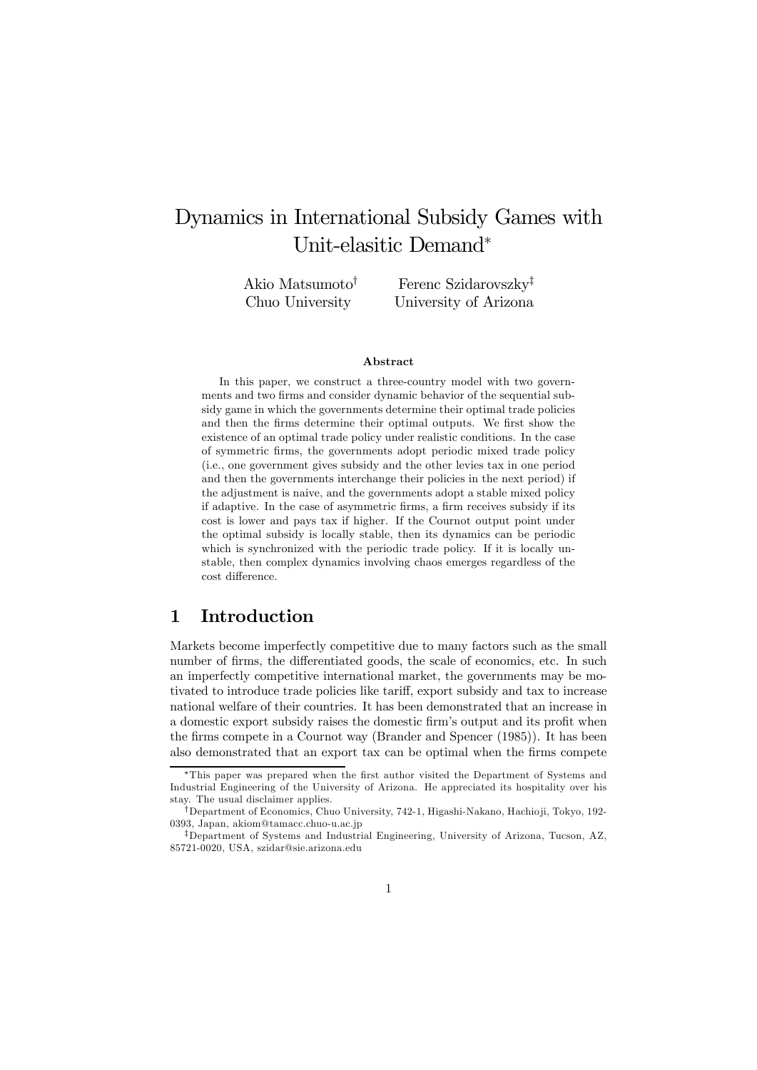# Dynamics in International Subsidy Games with Unit-elasitic Demand*

Akio Matsumoto† Chuo University

Ferenc Szidarovszky‡ University of Arizona

**Abstract**

In this paper, we construct a three-country model with two governments and two firms and consider dynamic behavior of the sequential subsidy game in which the governments determine their optimal trade policies and then the firms determine their optimal outputs. We first show the existence of an optimal trade policy under realistic conditions. In the case of symmetric firms, the governments adopt periodic mixed trade policy (i.e., one government gives subsidy and the other levies tax in one period and then the governments interchange their policies in the next period) if the adjustment is naive, and the governments adopt a stable mixed policy if adaptive. In the case of asymmetric firms, a firm receives subsidy if its cost is lower and pays tax if higher. If the Cournot output point under the optimal subsidy is locally stable, then its dynamics can be periodic which is synchronized with the periodic trade policy. If it is locally unstable, then complex dynamics involving chaos emerges regardless of the cost difference.

## 1 Introduction

Markets become imperfectly competitive due to many factors such as the small number of firms, the differentiated goods, the scale of economics, etc. In such an imperfectly competitive international market, the governments may be motivated to introduce trade policies like tariff, export subsidy and tax to increase national welfare of their countries. It has been demonstrated that an increase in a domestic export subsidy raises the domestic firm's output and its profit when the firms compete in a Cournot way (Brander and Spencer (1985)). It has been also demonstrated that an export tax can be optimal when the firms compete

---

*This paper was prepared when the first author visited the Department of Systems and Industrial Engineering of the University of Arizona. He appreciated its hospitality over his stay. The usual disclaimer applies.

†Department of Economics, Chuo University, 742-1, Higashi-Nakano, Hachioji, Tokyo, 192-0393, Japan, akiom@tamacc.chuo-u.ac.jp

‡Department of Systems and Industrial Engineering, University of Arizona, Tucson, AZ, 85721-0020, USA, szidar@sie.arizona.edu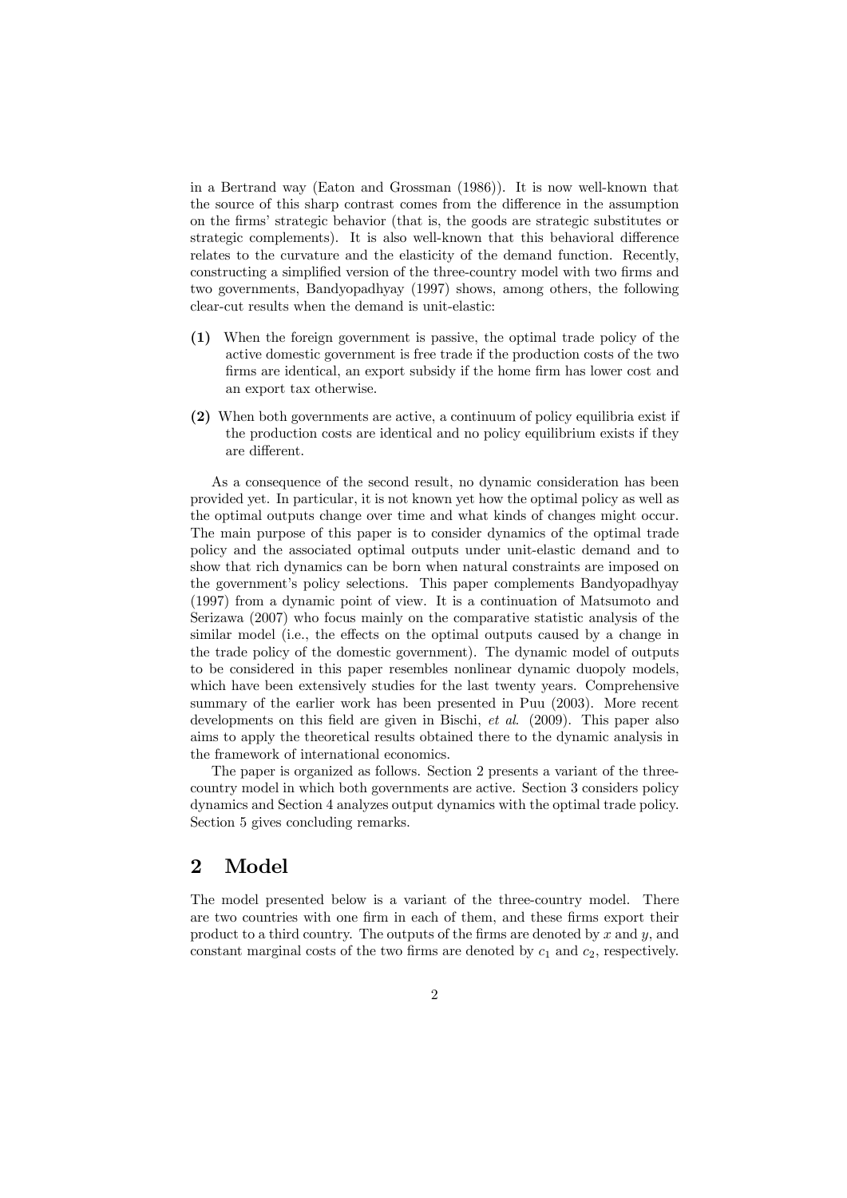in a Bertrand way (Eaton and Grossman (1986)). It is now well-known that the source of this sharp contrast comes from the difference in the assumption on the firms' strategic behavior (that is, the goods are strategic substitutes or strategic complements). It is also well-known that this behavioral difference relates to the curvature and the elasticity of the demand function. Recently, constructing a simplified version of the three-country model with two firms and two governments, Bandyopadhyay (1997) shows, among others, the following clear-cut results when the demand is unit-elastic:

**(1)** When the foreign government is passive, the optimal trade policy of the active domestic government is free trade if the production costs of the two firms are identical, an export subsidy if the home firm has lower cost and an export tax otherwise.

**(2)** When both governments are active, a continuum of policy equilibria exist if the production costs are identical and no policy equilibrium exists if they are different.

As a consequence of the second result, no dynamic consideration has been provided yet. In particular, it is not known yet how the optimal policy as well as the optimal outputs change over time and what kinds of changes might occur. The main purpose of this paper is to consider dynamics of the optimal trade policy and the associated optimal outputs under unit-elastic demand and to show that rich dynamics can be born when natural constraints are imposed on the government's policy selections. This paper complements Bandyopadhyay (1997) from a dynamic point of view. It is a continuation of Matsumoto and Serizawa (2007) who focus mainly on the comparative statistic analysis of the similar model (i.e., the effects on the optimal outputs caused by a change in the trade policy of the domestic government). The dynamic model of outputs to be considered in this paper resembles nonlinear dynamic duopoly models, which have been extensively studies for the last twenty years. Comprehensive summary of the earlier work has been presented in Puu (2003). More recent developments on this field are given in Bischi, *et al.* (2009). This paper also aims to apply the theoretical results obtained there to the dynamic analysis in the framework of international economics.

The paper is organized as follows. Section 2 presents a variant of the three-country model in which both governments are active. Section 3 considers policy dynamics and Section 4 analyzes output dynamics with the optimal trade policy. Section 5 gives concluding remarks.

## 2 Model

The model presented below is a variant of the three-country model. There are two countries with one firm in each of them, and these firms export their product to a third country. The outputs of the firms are denoted by $x$ and $y$, and constant marginal costs of the two firms are denoted by $c_1$ and $c_2$, respectively.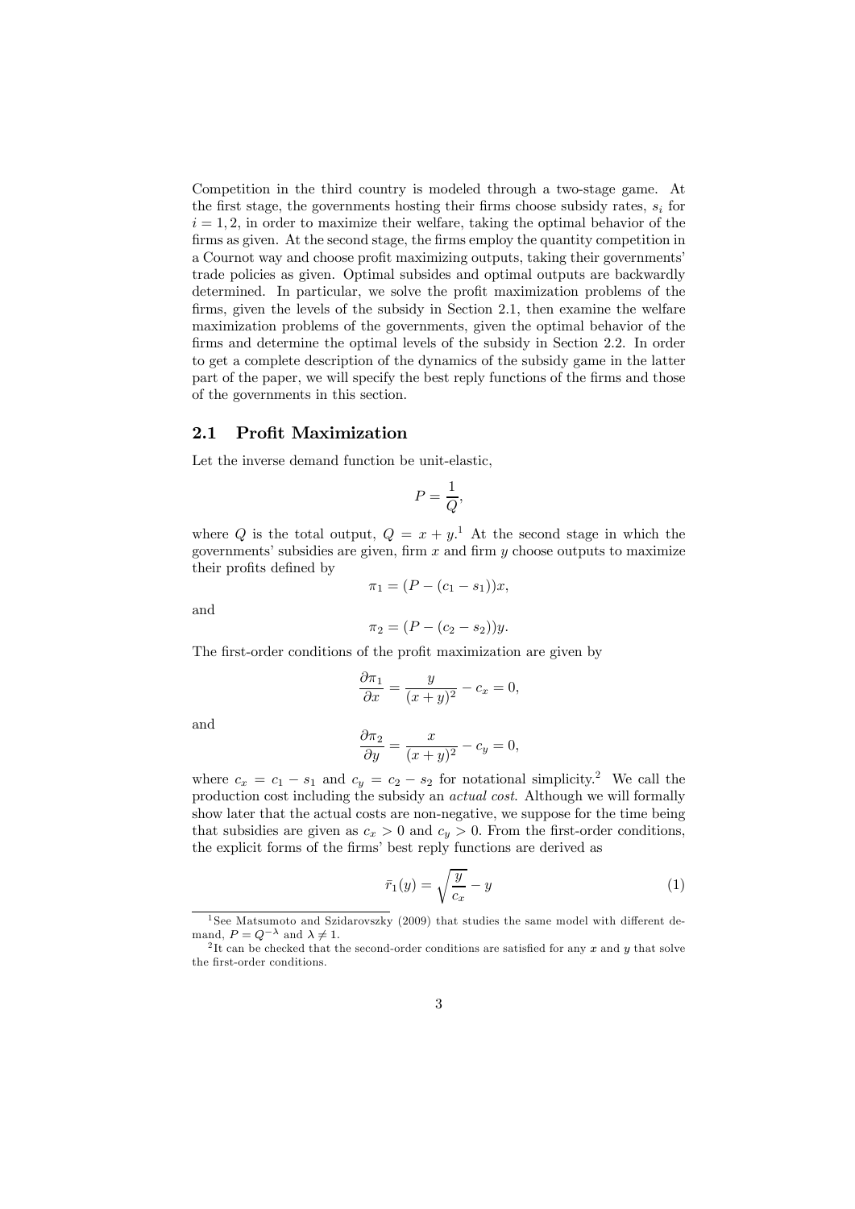Competition in the third country is modeled through a two-stage game. At the first stage, the governments hosting their firms choose subsidy rates, $s_i$ for $i = 1, 2$, in order to maximize their welfare, taking the optimal behavior of the firms as given. At the second stage, the firms employ the quantity competition in a Cournot way and choose profit maximizing outputs, taking their governments' trade policies as given. Optimal subsides and optimal outputs are backwardly determined. In particular, we solve the profit maximization problems of the firms, given the levels of the subsidy in Section 2.1, then examine the welfare maximization problems of the governments, given the optimal behavior of the firms and determine the optimal levels of the subsidy in Section 2.2. In order to get a complete description of the dynamics of the subsidy game in the latter part of the paper, we will specify the best reply functions of the firms and those of the governments in this section.

## 2.1 Profit Maximization

Let the inverse demand function be unit-elastic,

$$P = \frac{1}{Q},$$

where $Q$ is the total output, $Q = x + y$.[1] At the second stage in which the governments' subsidies are given, firm $x$ and firm $y$ choose outputs to maximize their profits defined by

$$\pi_1 = (P - (c_1 - s_1))x,$$

and

$$\pi_2 = (P - (c_2 - s_2))y.$$

The first-order conditions of the profit maximization are given by

$$\frac{\partial \pi_1}{\partial x} = \frac{y}{(x+y)^2} - c_x = 0,$$

and

$$\frac{\partial \pi_2}{\partial y} = \frac{x}{(x+y)^2} - c_y = 0,$$

where $c_x = c_1 - s_1$ and $c_y = c_2 - s_2$ for notational simplicity.[2] We call the production cost including the subsidy an *actual cost*. Although we will formally show later that the actual costs are non-negative, we suppose for the time being that subsidies are given as $c_x > 0$ and $c_y > 0$. From the first-order conditions, the explicit forms of the firms' best reply functions are derived as

$$\bar{r}_1(y) = \sqrt{\frac{y}{c_x}} - y \tag{1}$$

---

[1] See Matsumoto and Szidarovszky (2009) that studies the same model with different demand, $P = Q^{-\lambda}$ and $\lambda \neq 1$.

[2] It can be checked that the second-order conditions are satisfied for any $x$ and $y$ that solve the first-order conditions.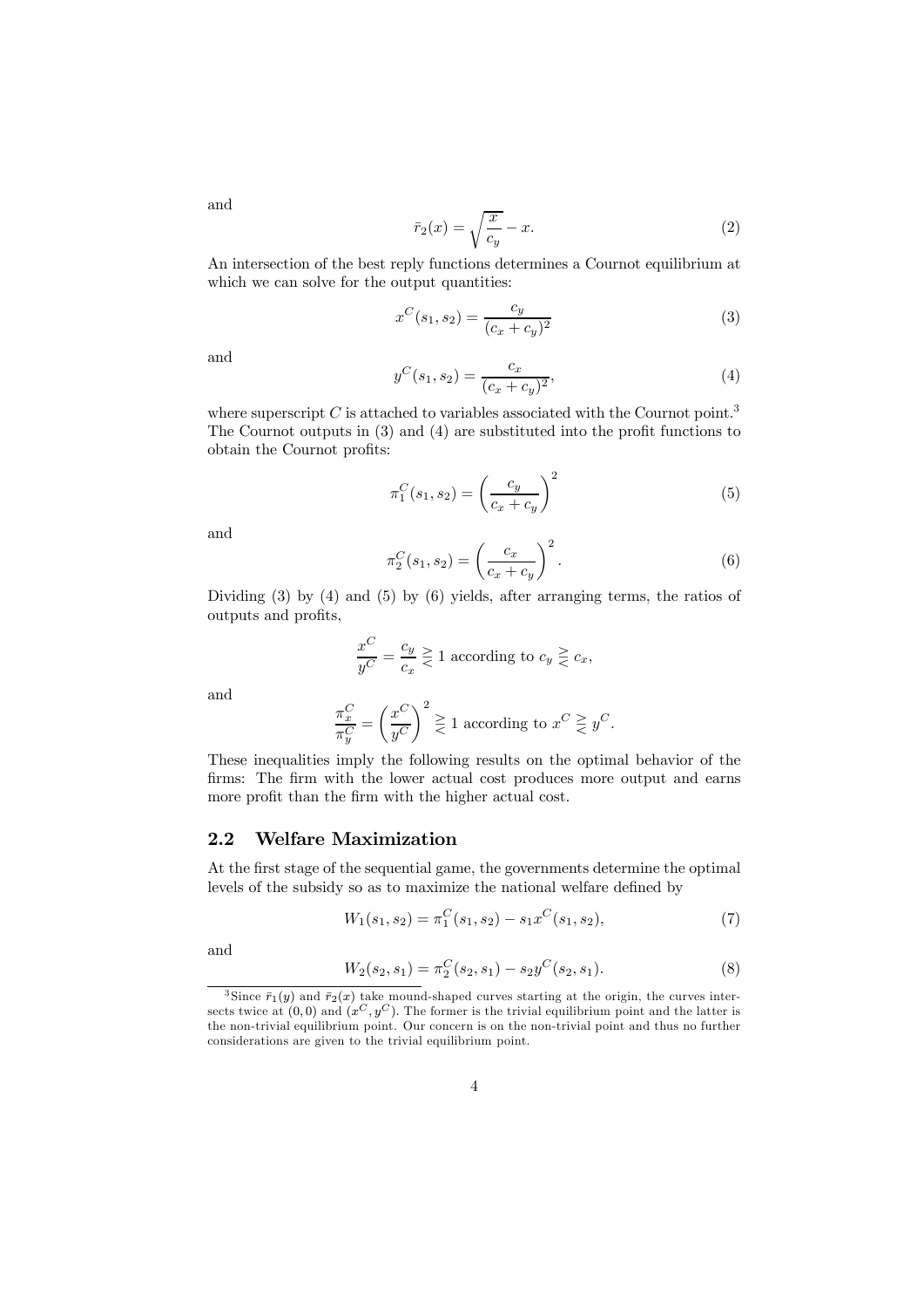and

$$\bar{r}_2(x) = \sqrt{\frac{x}{c_y}} - x. \tag{2}$$

An intersection of the best reply functions determines a Cournot equilibrium at which we can solve for the output quantities:

$$x^C(s_1, s_2) = \frac{c_y}{(c_x + c_y)^2} \tag{3}$$

and

$$y^C(s_1, s_2) = \frac{c_x}{(c_x + c_y)^2}, \tag{4}$$

where superscript $C$ is attached to variables associated with the Cournot point.[3] The Cournot outputs in (3) and (4) are substituted into the profit functions to obtain the Cournot profits:

$$\pi_1^C(s_1, s_2) = \left(\frac{c_y}{c_x + c_y}\right)^2 \tag{5}$$

and

$$\pi_2^C(s_1, s_2) = \left(\frac{c_x}{c_x + c_y}\right)^2. \tag{6}$$

Dividing (3) by (4) and (5) by (6) yields, after arranging terms, the ratios of outputs and profits,

$$\frac{x^C}{y^C} = \frac{c_y}{c_x} \gtreqless 1 \text{ according to } c_y \gtreqless c_x,$$

and

$$\frac{\pi_x^C}{\pi_y^C} = \left(\frac{x^C}{y^C}\right)^2 \gtreqless 1 \text{ according to } x^C \gtreqless y^C.$$

These inequalities imply the following results on the optimal behavior of the firms: The firm with the lower actual cost produces more output and earns more profit than the firm with the higher actual cost.

## 2.2 Welfare Maximization

At the first stage of the sequential game, the governments determine the optimal levels of the subsidy so as to maximize the national welfare defined by

$$W_1(s_1, s_2) = \pi_1^C(s_1, s_2) - s_1 x^C(s_1, s_2), \tag{7}$$

and

$$W_2(s_2, s_1) = \pi_2^C(s_2, s_1) - s_2 y^C(s_2, s_1). \tag{8}$$

[3] Since $\bar{r}_1(y)$ and $\bar{r}_2(x)$ take mound-shaped curves starting at the origin, the curves intersects twice at $(0, 0)$ and $(x^C, y^C)$. The former is the trivial equilibrium point and the latter is the non-trivial equilibrium point. Our concern is on the non-trivial point and thus no further considerations are given to the trivial equilibrium point.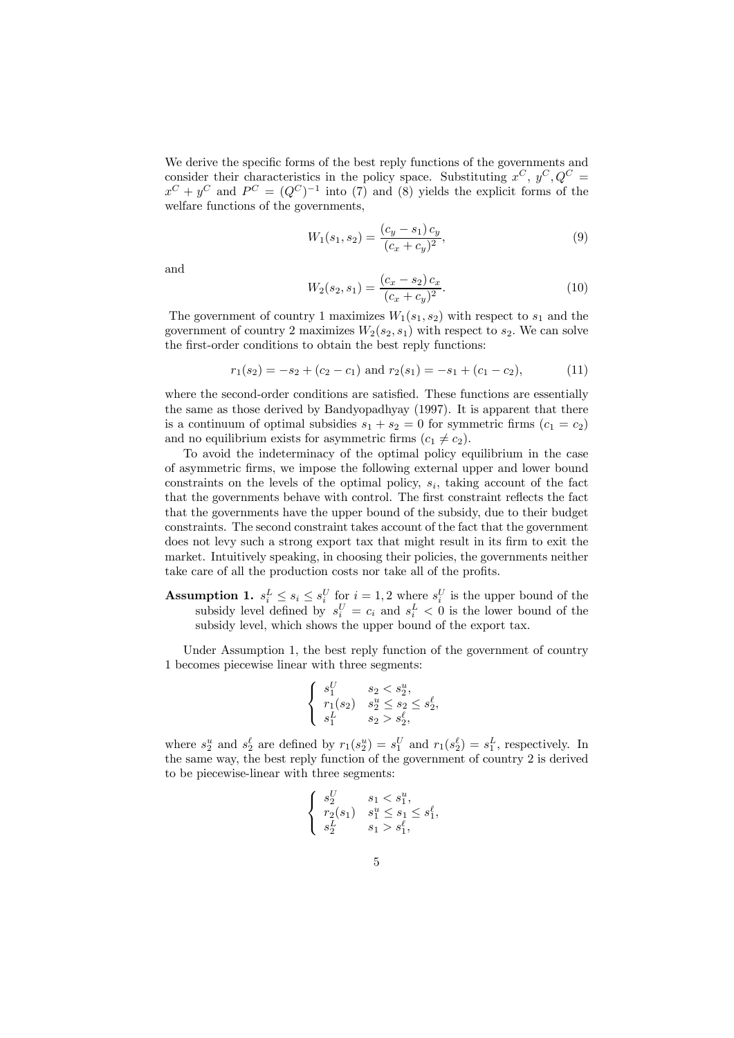We derive the specific forms of the best reply functions of the governments and consider their characteristics in the policy space. Substituting $x^C$, $y^C, Q^C = x^C + y^C$ and $P^C = (Q^C)^{-1}$ into (7) and (8) yields the explicit forms of the welfare functions of the governments,

$$W_1(s_1, s_2) = \frac{(c_y - s_1)\, c_y}{(c_x + c_y)^2}, \tag{9}$$

and

$$W_2(s_2, s_1) = \frac{(c_x - s_2)\, c_x}{(c_x + c_y)^2}. \tag{10}$$

The government of country 1 maximizes $W_1(s_1, s_2)$ with respect to $s_1$ and the government of country 2 maximizes $W_2(s_2, s_1)$ with respect to $s_2$. We can solve the first-order conditions to obtain the best reply functions:

$$r_1(s_2) = -s_2 + (c_2 - c_1) \text{ and } r_2(s_1) = -s_1 + (c_1 - c_2), \tag{11}$$

where the second-order conditions are satisfied. These functions are essentially the same as those derived by Bandyopadhyay (1997). It is apparent that there is a continuum of optimal subsidies $s_1 + s_2 = 0$ for symmetric firms ($c_1 = c_2$) and no equilibrium exists for asymmetric firms ($c_1 \neq c_2$).

To avoid the indeterminacy of the optimal policy equilibrium in the case of asymmetric firms, we impose the following external upper and lower bound constraints on the levels of the optimal policy, $s_i$, taking account of the fact that the governments behave with control. The first constraint reflects the fact that the governments have the upper bound of the subsidy, due to their budget constraints. The second constraint takes account of the fact that the government does not levy such a strong export tax that might result in its firm to exit the market. Intuitively speaking, in choosing their policies, the governments neither take care of all the production costs nor take all of the profits.

**Assumption 1.** $s_i^L \leq s_i \leq s_i^U$ for $i = 1, 2$ where $s_i^U$ is the upper bound of the subsidy level defined by $s_i^U = c_i$ and $s_i^L < 0$ is the lower bound of the subsidy level, which shows the upper bound of the export tax.

Under Assumption 1, the best reply function of the government of country 1 becomes piecewise linear with three segments:

$$\begin{cases} s_1^U & s_2 < s_2^u, \\ r_1(s_2) & s_2^u \leq s_2 \leq s_2^\ell, \\ s_1^L & s_2 > s_2^\ell, \end{cases}$$

where $s_2^u$ and $s_2^\ell$ are defined by $r_1(s_2^u) = s_1^U$ and $r_1(s_2^\ell) = s_1^L$, respectively. In the same way, the best reply function of the government of country 2 is derived to be piecewise-linear with three segments:

$$\begin{cases} s_2^U & s_1 < s_1^u, \\ r_2(s_1) & s_1^u \leq s_1 \leq s_1^\ell, \\ s_2^L & s_1 > s_1^\ell, \end{cases}$$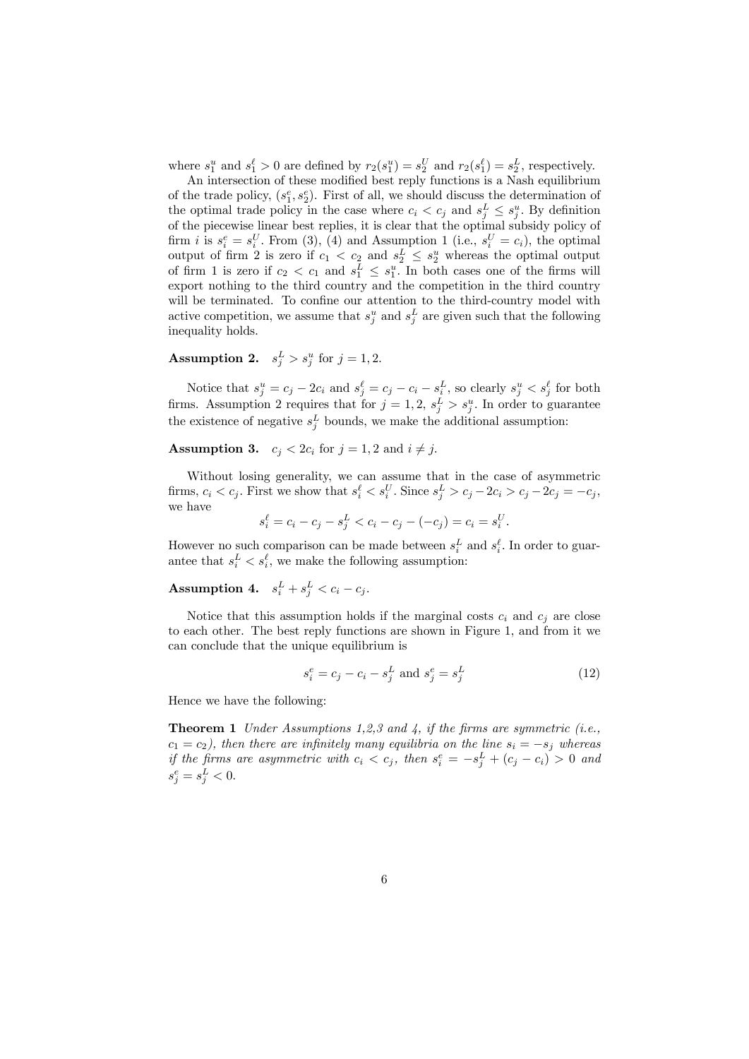where $s_1^u$ and $s_1^\ell > 0$ are defined by $r_2(s_1^u) = s_2^U$ and $r_2(s_1^\ell) = s_2^L$, respectively.

An intersection of these modified best reply functions is a Nash equilibrium of the trade policy, $(s_1^e, s_2^e)$. First of all, we should discuss the determination of the optimal trade policy in the case where $c_i < c_j$ and $s_j^L \leq s_j^u$. By definition of the piecewise linear best replies, it is clear that the optimal subsidy policy of firm $i$ is $s_i^e = s_i^U$. From (3), (4) and Assumption 1 (i.e., $s_i^U = c_i$), the optimal output of firm 2 is zero if $c_1 < c_2$ and $s_2^L \leq s_2^u$ whereas the optimal output of firm 1 is zero if $c_2 < c_1$ and $s_1^L \leq s_1^u$. In both cases one of the firms will export nothing to the third country and the competition in the third country will be terminated. To confine our attention to the third-country model with active competition, we assume that $s_j^u$ and $s_j^L$ are given such that the following inequality holds.

**Assumption 2.** $s_j^L > s_j^u$ for $j = 1, 2$.

Notice that $s_j^u = c_j - 2c_i$ and $s_j^\ell = c_j - c_i - s_i^L$, so clearly $s_j^u < s_j^\ell$ for both firms. Assumption 2 requires that for $j = 1, 2$, $s_j^L > s_j^u$. In order to guarantee the existence of negative $s_j^L$ bounds, we make the additional assumption:

**Assumption 3.** $c_j < 2c_i$ for $j = 1, 2$ and $i \neq j$.

Without losing generality, we can assume that in the case of asymmetric firms, $c_i < c_j$. First we show that $s_i^\ell < s_i^U$. Since $s_j^L > c_j - 2c_i > c_j - 2c_j = -c_j$, we have

$$s_i^\ell = c_i - c_j - s_j^L < c_i - c_j - (-c_j) = c_i = s_i^U.$$

However no such comparison can be made between $s_i^L$ and $s_i^\ell$. In order to guarantee that $s_i^L < s_i^\ell$, we make the following assumption:

**Assumption 4.** $s_i^L + s_j^L < c_i - c_j$.

Notice that this assumption holds if the marginal costs $c_i$ and $c_j$ are close to each other. The best reply functions are shown in Figure 1, and from it we can conclude that the unique equilibrium is

$$s_i^e = c_j - c_i - s_j^L \text{ and } s_j^e = s_j^L \tag{12}$$

Hence we have the following:

**Theorem 1** *Under Assumptions 1,2,3 and 4, if the firms are symmetric (i.e., $c_1 = c_2$), then there are infinitely many equilibria on the line $s_i = -s_j$ whereas if the firms are asymmetric with $c_i < c_j$, then $s_i^e = -s_j^L + (c_j - c_i) > 0$ and $s_j^e = s_j^L < 0$.*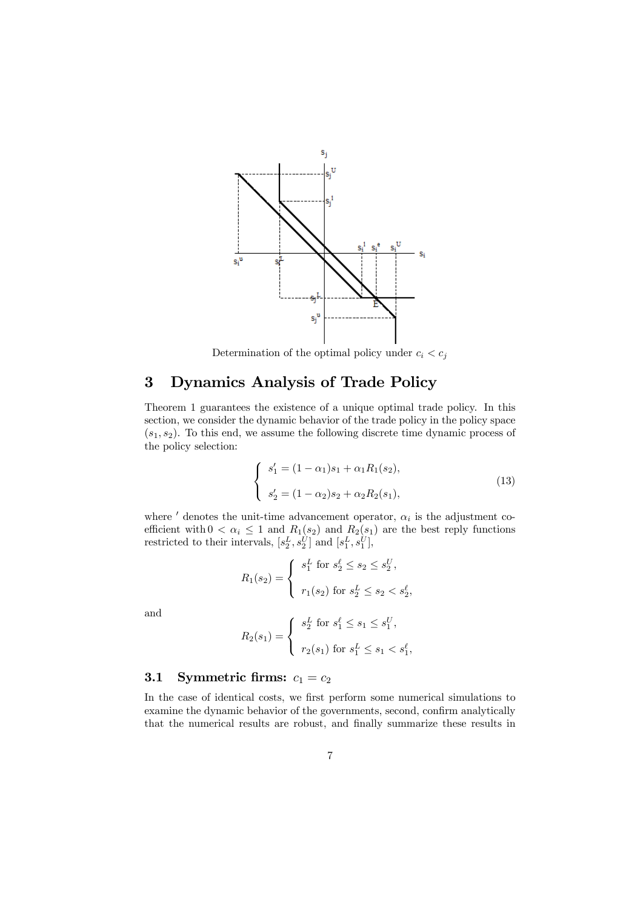Determination of the optimal policy under $c_i < c_j$

# 3 Dynamics Analysis of Trade Policy

Theorem 1 guarantees the existence of a unique optimal trade policy. In this section, we consider the dynamic behavior of the trade policy in the policy space $(s_1, s_2)$. To this end, we assume the following discrete time dynamic process of the policy selection:

$$\begin{cases} s_1' = (1-\alpha_1)s_1 + \alpha_1 R_1(s_2), \\ \\ s_2' = (1-\alpha_2)s_2 + \alpha_2 R_2(s_1), \end{cases} \tag{13}$$

where $'$ denotes the unit-time advancement operator, $\alpha_i$ is the adjustment coefficient with $0 < \alpha_i \leq 1$ and $R_1(s_2)$ and $R_2(s_1)$ are the best reply functions restricted to their intervals, $[s_2^L, s_2^U]$ and $[s_1^L, s_1^U]$,

$$R_1(s_2) = \begin{cases} s_1^L \text{ for } s_2^\ell \leq s_2 \leq s_2^U, \\ \\ r_1(s_2) \text{ for } s_2^L \leq s_2 < s_2^\ell, \end{cases}$$

and

$$R_2(s_1) = \begin{cases} s_2^L \text{ for } s_1^\ell \leq s_1 \leq s_1^U, \\ \\ r_2(s_1) \text{ for } s_1^L \leq s_1 < s_1^\ell, \end{cases}$$

## 3.1 Symmetric firms: $c_1 = c_2$

In the case of identical costs, we first perform some numerical simulations to examine the dynamic behavior of the governments, second, confirm analytically that the numerical results are robust, and finally summarize these results in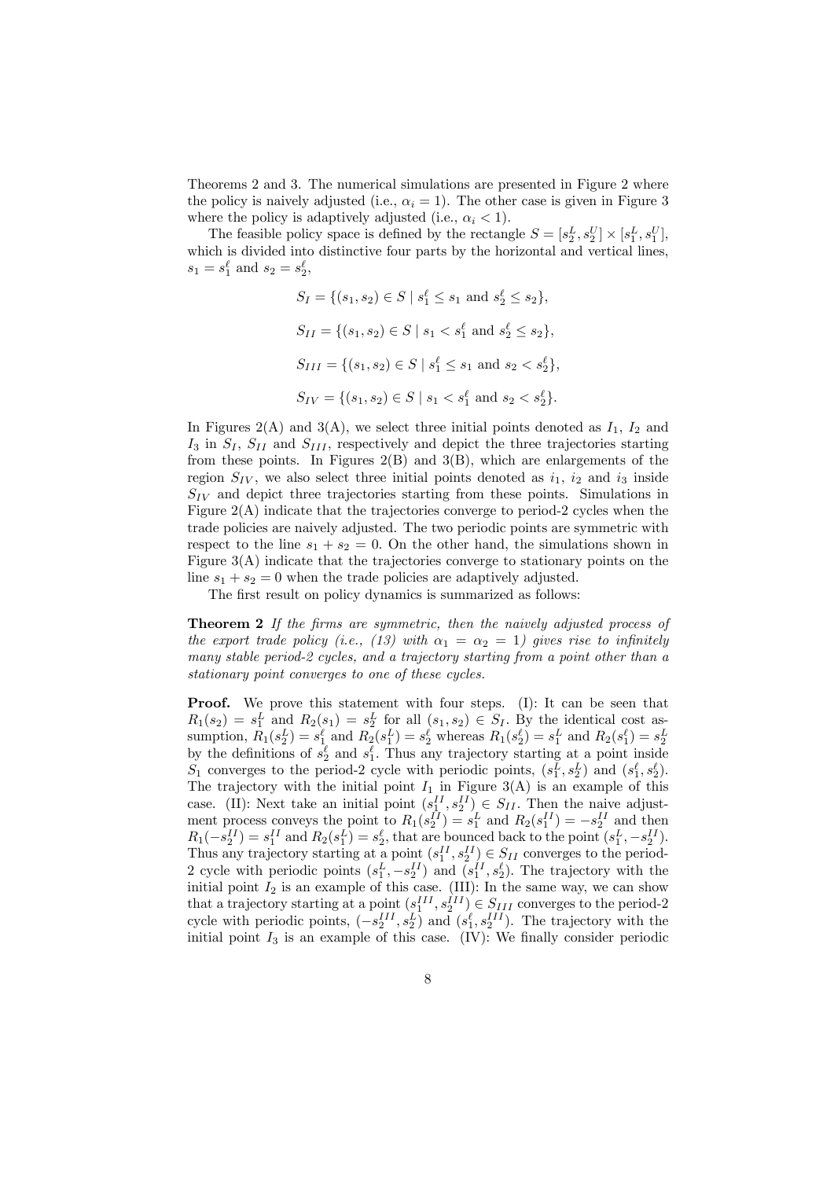Theorems 2 and 3. The numerical simulations are presented in Figure 2 where the policy is naively adjusted (i.e., $\alpha_i = 1$). The other case is given in Figure 3 where the policy is adaptively adjusted (i.e., $\alpha_i < 1$).

The feasible policy space is defined by the rectangle $S = [s_2^L, s_2^U] \times [s_1^L, s_1^U]$, which is divided into distinctive four parts by the horizontal and vertical lines, $s_1 = s_1^\ell$ and $s_2 = s_2^\ell$,

$$S_I = \{(s_1, s_2) \in S \mid s_1^\ell \le s_1 \text{ and } s_2^\ell \le s_2\},$$

$$S_{II} = \{(s_1, s_2) \in S \mid s_1 < s_1^\ell \text{ and } s_2^\ell \le s_2\},$$

$$S_{III} = \{(s_1, s_2) \in S \mid s_1^\ell \le s_1 \text{ and } s_2 < s_2^\ell\},$$

$$S_{IV} = \{(s_1, s_2) \in S \mid s_1 < s_1^\ell \text{ and } s_2 < s_2^\ell\}.$$

In Figures 2(A) and 3(A), we select three initial points denoted as $I_1$, $I_2$ and $I_3$ in $S_I$, $S_{II}$ and $S_{III}$, respectively and depict the three trajectories starting from these points. In Figures 2(B) and 3(B), which are enlargements of the region $S_{IV}$, we also select three initial points denoted as $i_1$, $i_2$ and $i_3$ inside $S_{IV}$ and depict three trajectories starting from these points. Simulations in Figure 2(A) indicate that the trajectories converge to period-2 cycles when the trade policies are naively adjusted. The two periodic points are symmetric with respect to the line $s_1 + s_2 = 0$. On the other hand, the simulations shown in Figure 3(A) indicate that the trajectories converge to stationary points on the line $s_1 + s_2 = 0$ when the trade policies are adaptively adjusted.

The first result on policy dynamics is summarized as follows:

**Theorem 2** *If the firms are symmetric, then the naively adjusted process of the export trade policy (i.e., (13) with $\alpha_1 = \alpha_2 = 1$) gives rise to infinitely many stable period-2 cycles, and a trajectory starting from a point other than a stationary point converges to one of these cycles.*

**Proof.** We prove this statement with four steps. (I): It can be seen that $R_1(s_2) = s_1^L$ and $R_2(s_1) = s_2^L$ for all $(s_1, s_2) \in S_I$. By the identical cost assumption, $R_1(s_2^L) = s_1^\ell$ and $R_2(s_1^L) = s_2^\ell$ whereas $R_1(s_2^\ell) = s_1^L$ and $R_2(s_1^\ell) = s_2^L$ by the definitions of $s_2^\ell$ and $s_1^\ell$. Thus any trajectory starting at a point inside $S_1$ converges to the period-2 cycle with periodic points, $(s_1^L, s_2^L)$ and $(s_1^\ell, s_2^\ell)$. The trajectory with the initial point $I_1$ in Figure 3(A) is an example of this case. (II): Next take an initial point $(s_1^{II}, s_2^{II}) \in S_{II}$. Then the naive adjustment process conveys the point to $R_1(s_2^{II}) = s_1^L$ and $R_2(s_1^{II}) = -s_2^{II}$ and then $R_1(-s_2^{II}) = s_1^{II}$ and $R_2(s_1^L) = s_2^\ell$, that are bounced back to the point $(s_1^L, -s_2^{II})$. Thus any trajectory starting at a point $(s_1^{II}, s_2^{II}) \in S_{II}$ converges to the period-2 cycle with periodic points $(s_1^L, -s_2^{II})$ and $(s_1^{II}, s_2^\ell)$. The trajectory with the initial point $I_2$ is an example of this case. (III): In the same way, we can show that a trajectory starting at a point $(s_1^{III}, s_2^{III}) \in S_{III}$ converges to the period-2 cycle with periodic points, $(-s_2^{III}, s_2^L)$ and $(s_1^\ell, s_2^{III})$. The trajectory with the initial point $I_3$ is an example of this case. (IV): We finally consider periodic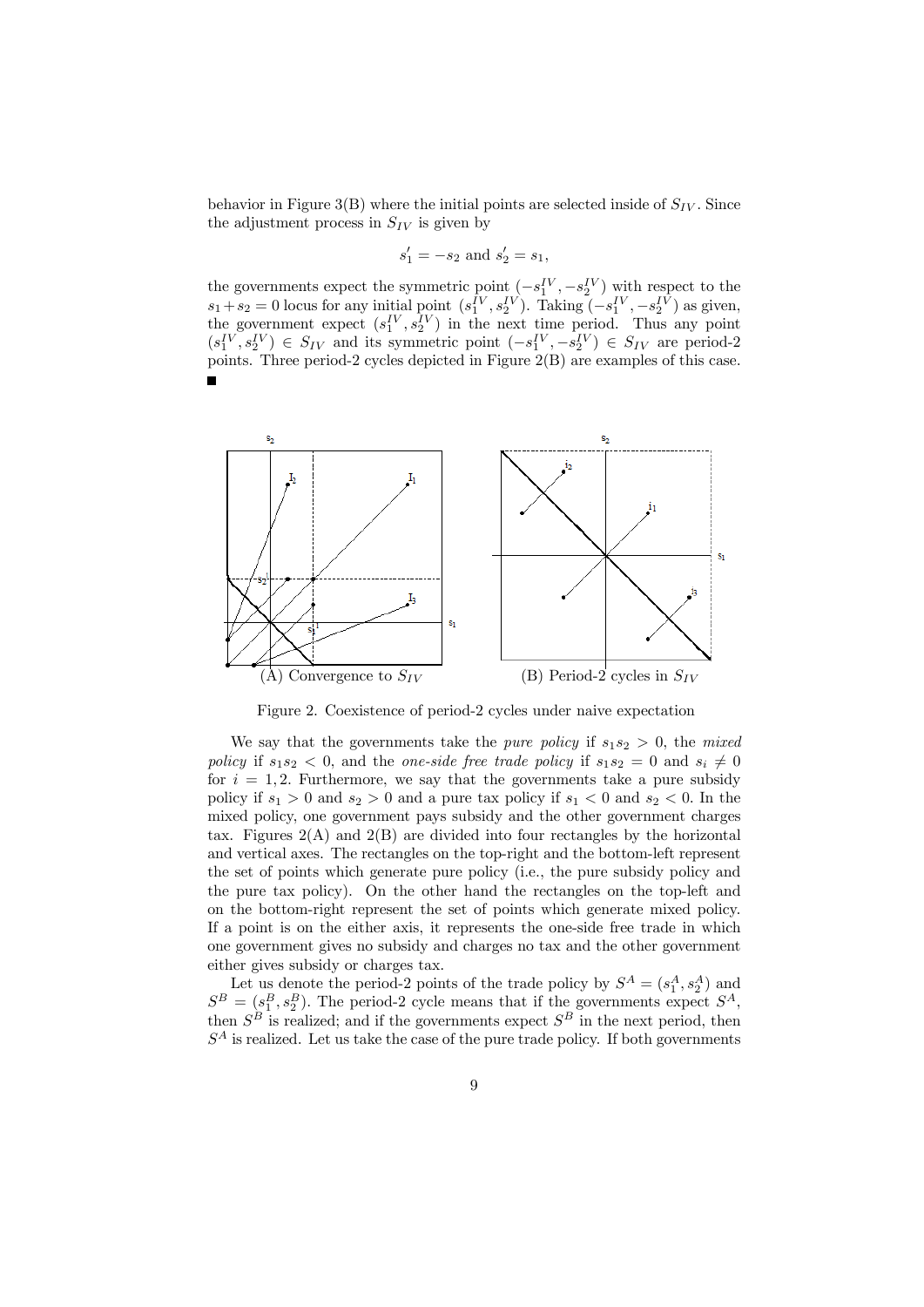behavior in Figure 3(B) where the initial points are selected inside of $S_{IV}$. Since the adjustment process in $S_{IV}$ is given by

$$s_1' = -s_2 \text{ and } s_2' = s_1,$$

the governments expect the symmetric point $(-s_1^{IV}, -s_2^{IV})$ with respect to the $s_1 + s_2 = 0$ locus for any initial point $(s_1^{IV}, s_2^{IV})$. Taking $(-s_1^{IV}, -s_2^{IV})$ as given, the government expect $(s_1^{IV}, s_2^{IV})$ in the next time period. Thus any point $(s_1^{IV}, s_2^{IV}) \in S_{IV}$ and its symmetric point $(-s_1^{IV}, -s_2^{IV}) \in S_{IV}$ are period-2 points. Three period-2 cycles depicted in Figure 2(B) are examples of this case. ■

(A) Convergence to $S_{IV}$ (B) Period-2 cycles in $S_{IV}$

Figure 2. Coexistence of period-2 cycles under naive expectation

We say that the governments take the *pure policy* if $s_1 s_2 > 0$, the *mixed policy* if $s_1 s_2 < 0$, and the *one-side free trade policy* if $s_1 s_2 = 0$ and $s_i \neq 0$ for $i = 1, 2$. Furthermore, we say that the governments take a pure subsidy policy if $s_1 > 0$ and $s_2 > 0$ and a pure tax policy if $s_1 < 0$ and $s_2 < 0$. In the mixed policy, one government pays subsidy and the other government charges tax. Figures 2(A) and 2(B) are divided into four rectangles by the horizontal and vertical axes. The rectangles on the top-right and the bottom-left represent the set of points which generate pure policy (i.e., the pure subsidy policy and the pure tax policy). On the other hand the rectangles on the top-left and on the bottom-right represent the set of points which generate mixed policy. If a point is on the either axis, it represents the one-side free trade in which one government gives no subsidy and charges no tax and the other government either gives subsidy or charges tax.

Let us denote the period-2 points of the trade policy by $S^A = (s_1^A, s_2^A)$ and $S^B = (s_1^B, s_2^B)$. The period-2 cycle means that if the governments expect $S^A$, then $S^B$ is realized; and if the governments expect $S^B$ in the next period, then $S^A$ is realized. Let us take the case of the pure trade policy. If both governments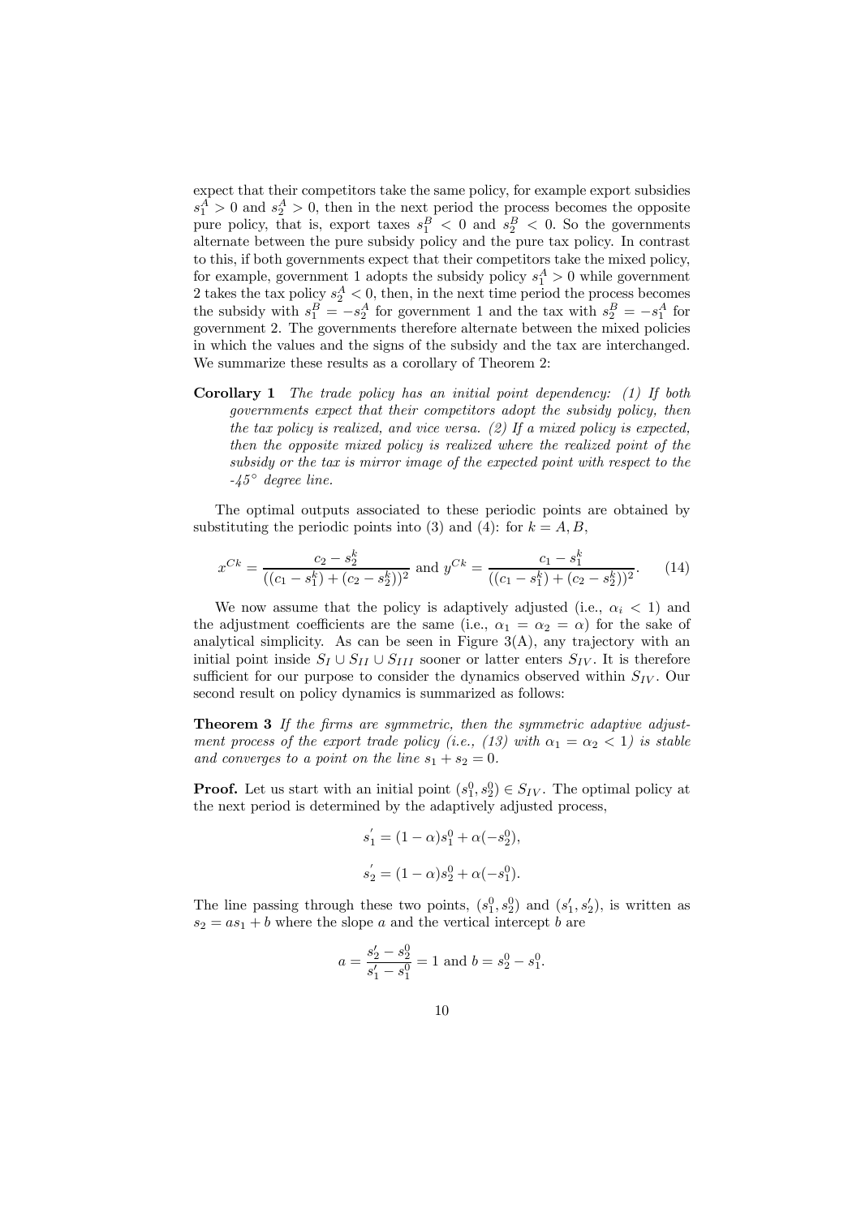expect that their competitors take the same policy, for example export subsidies $s_1^A > 0$ and $s_2^A > 0$, then in the next period the process becomes the opposite pure policy, that is, export taxes $s_1^B < 0$ and $s_2^B < 0$. So the governments alternate between the pure subsidy policy and the pure tax policy. In contrast to this, if both governments expect that their competitors take the mixed policy, for example, government 1 adopts the subsidy policy $s_1^A > 0$ while government 2 takes the tax policy $s_2^A < 0$, then, in the next time period the process becomes the subsidy with $s_1^B = -s_2^A$ for government 1 and the tax with $s_2^B = -s_1^A$ for government 2. The governments therefore alternate between the mixed policies in which the values and the signs of the subsidy and the tax are interchanged. We summarize these results as a corollary of Theorem 2:

**Corollary 1** *The trade policy has an initial point dependency: (1) If both governments expect that their competitors adopt the subsidy policy, then the tax policy is realized, and vice versa. (2) If a mixed policy is expected, then the opposite mixed policy is realized where the realized point of the subsidy or the tax is mirror image of the expected point with respect to the -45° degree line.*

The optimal outputs associated to these periodic points are obtained by substituting the periodic points into (3) and (4): for $k = A, B$,

$$x^{Ck} = \frac{c_2 - s_2^k}{((c_1 - s_1^k) + (c_2 - s_2^k))^2} \text{ and } y^{Ck} = \frac{c_1 - s_1^k}{((c_1 - s_1^k) + (c_2 - s_2^k))^2}. \tag{14}$$

We now assume that the policy is adaptively adjusted (i.e., $\alpha_i < 1$) and the adjustment coefficients are the same (i.e., $\alpha_1 = \alpha_2 = \alpha$) for the sake of analytical simplicity. As can be seen in Figure 3(A), any trajectory with an initial point inside $S_I \cup S_{II} \cup S_{III}$ sooner or latter enters $S_{IV}$. It is therefore sufficient for our purpose to consider the dynamics observed within $S_{IV}$. Our second result on policy dynamics is summarized as follows:

**Theorem 3** *If the firms are symmetric, then the symmetric adaptive adjustment process of the export trade policy (i.e., (13) with $\alpha_1 = \alpha_2 < 1$) is stable and converges to a point on the line $s_1 + s_2 = 0$.*

**Proof.** Let us start with an initial point $(s_1^0, s_2^0) \in S_{IV}$. The optimal policy at the next period is determined by the adaptively adjusted process,

$$s_1^{'} = (1 - \alpha)s_1^0 + \alpha(-s_2^0),$$

$$s_2^{'} = (1 - \alpha)s_2^0 + \alpha(-s_1^0).$$

The line passing through these two points, $(s_1^0, s_2^0)$ and $(s_1', s_2')$, is written as $s_2 = as_1 + b$ where the slope $a$ and the vertical intercept $b$ are

$$a = \frac{s_2' - s_2^0}{s_1' - s_1^0} = 1 \text{ and } b = s_2^0 - s_1^0.$$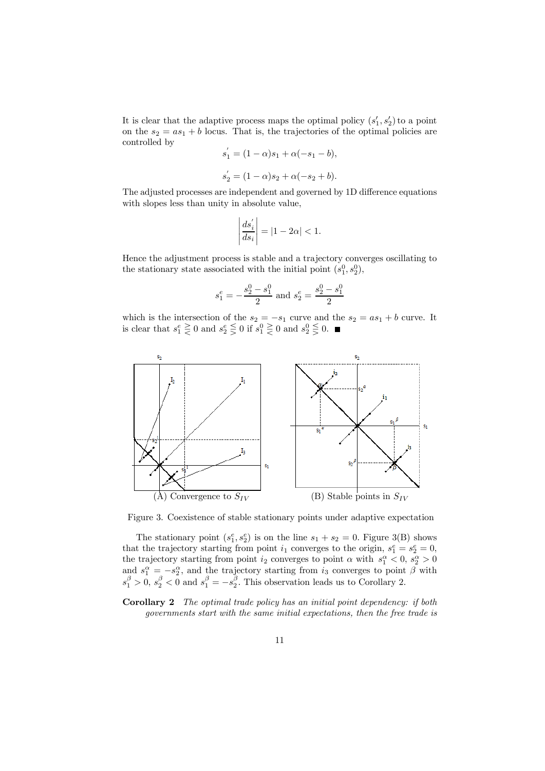It is clear that the adaptive process maps the optimal policy $(s_1', s_2')$ to a point on the $s_2 = as_1 + b$ locus. That is, the trajectories of the optimal policies are controlled by

$$s_1' = (1-\alpha)s_1 + \alpha(-s_1 - b),$$

$$s_2' = (1-\alpha)s_2 + \alpha(-s_2 + b).$$

The adjusted processes are independent and governed by 1D difference equations with slopes less than unity in absolute value,

$$\left| \frac{ds_i'}{ds_i} \right| = |1 - 2\alpha| < 1.$$

Hence the adjustment process is stable and a trajectory converges oscillating to the stationary state associated with the initial point $(s_1^0, s_2^0)$,

$$s_1^e = -\frac{s_2^0 - s_1^0}{2} \text{ and } s_2^e = \frac{s_2^0 - s_1^0}{2}$$

which is the intersection of the $s_2 = -s_1$ curve and the $s_2 = as_1 + b$ curve. It is clear that $s_1^e \gtreqless 0$ and $s_2^e \lesseqgtr 0$ if $s_1^0 \gtreqless 0$ and $s_2^0 \lesseqgtr 0$. ∎

(A) Convergence to $S_{IV}$ (B) Stable points in $S_{IV}$

Figure 3. Coexistence of stable stationary points under adaptive expectation

The stationary point $(s_1^e, s_2^e)$ is on the line $s_1 + s_2 = 0$. Figure 3(B) shows that the trajectory starting from point $i_1$ converges to the origin, $s_1^e = s_2^e = 0$, the trajectory starting from point $i_2$ converges to point $\alpha$ with $s_1^\alpha < 0$, $s_2^\alpha > 0$ and $s_1^\alpha = -s_2^\alpha$, and the trajectory starting from $i_3$ converges to point $\beta$ with $s_1^\beta > 0$, $s_2^\beta < 0$ and $s_1^\beta = -s_2^\beta$. This observation leads us to Corollary 2.

**Corollary 2** *The optimal trade policy has an initial point dependency: if both governments start with the same initial expectations, then the free trade is*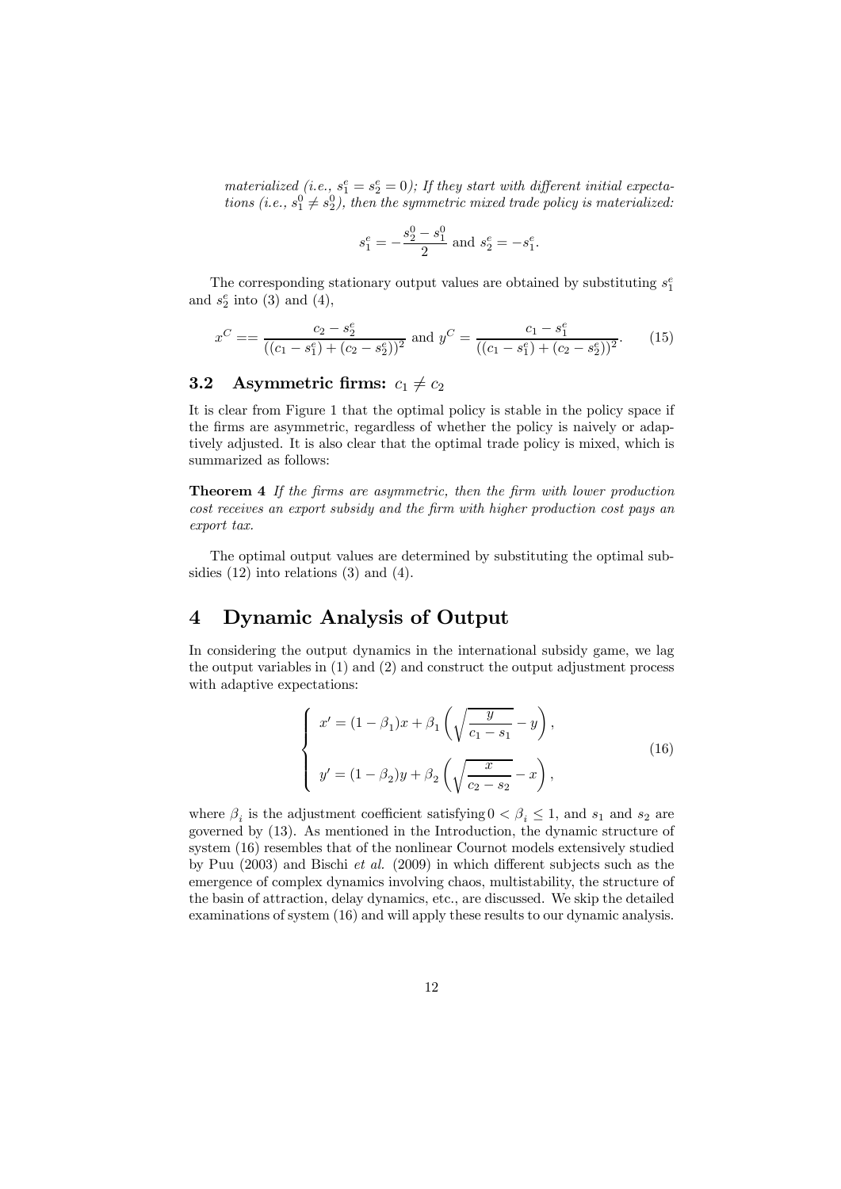*materialized (i.e., $s_1^e = s_2^e = 0$); If they start with different initial expectations (i.e., $s_1^0 \neq s_2^0$), then the symmetric mixed trade policy is materialized:*

$$s_1^e = -\frac{s_2^0 - s_1^0}{2} \text{ and } s_2^e = -s_1^e.$$

The corresponding stationary output values are obtained by substituting $s_1^e$ and $s_2^e$ into (3) and (4),

$$x^C == \frac{c_2 - s_2^e}{((c_1 - s_1^e) + (c_2 - s_2^e))^2} \text{ and } y^C = \frac{c_1 - s_1^e}{((c_1 - s_1^e) + (c_2 - s_2^e))^2}. \tag{15}$$

### 3.2 Asymmetric firms: $c_1 \neq c_2$

It is clear from Figure 1 that the optimal policy is stable in the policy space if the firms are asymmetric, regardless of whether the policy is naively or adaptively adjusted. It is also clear that the optimal trade policy is mixed, which is summarized as follows:

**Theorem 4** *If the firms are asymmetric, then the firm with lower production cost receives an export subsidy and the firm with higher production cost pays an export tax.*

The optimal output values are determined by substituting the optimal subsidies (12) into relations (3) and (4).

## 4 Dynamic Analysis of Output

In considering the output dynamics in the international subsidy game, we lag the output variables in (1) and (2) and construct the output adjustment process with adaptive expectations:

$$\begin{cases} x' = (1 - \beta_1)x + \beta_1 \left( \sqrt{\dfrac{y}{c_1 - s_1}} - y \right), \\ y' = (1 - \beta_2)y + \beta_2 \left( \sqrt{\dfrac{x}{c_2 - s_2}} - x \right), \end{cases} \tag{16}$$

where $\beta_i$ is the adjustment coefficient satisfying $0 < \beta_i \leq 1$, and $s_1$ and $s_2$ are governed by (13). As mentioned in the Introduction, the dynamic structure of system (16) resembles that of the nonlinear Cournot models extensively studied by Puu (2003) and Bischi *et al.* (2009) in which different subjects such as the emergence of complex dynamics involving chaos, multistability, the structure of the basin of attraction, delay dynamics, etc., are discussed. We skip the detailed examinations of system (16) and will apply these results to our dynamic analysis.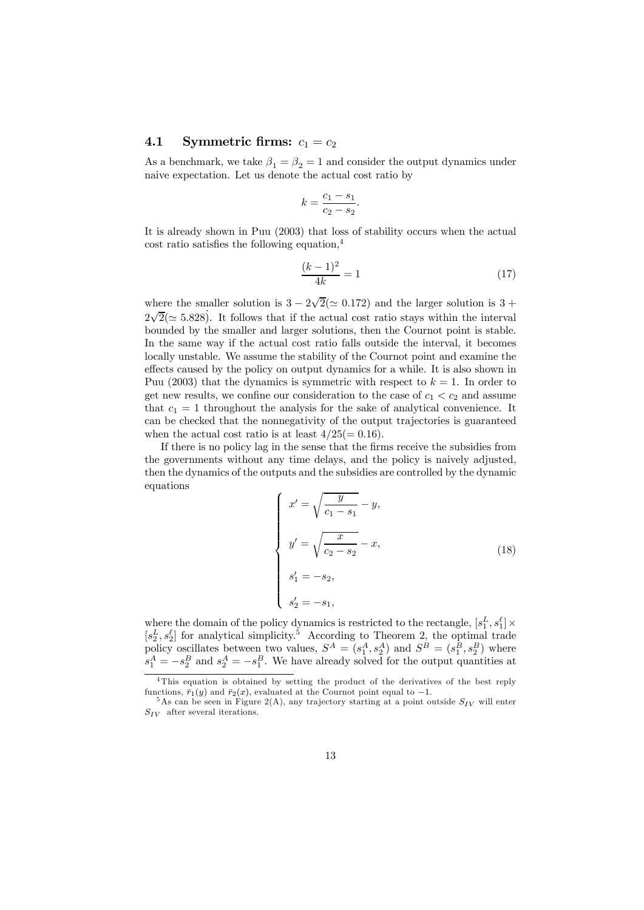### 4.1 Symmetric firms: $c_1 = c_2$

As a benchmark, we take $\beta_1 = \beta_2 = 1$ and consider the output dynamics under naive expectation. Let us denote the actual cost ratio by

$$k = \frac{c_1 - s_1}{c_2 - s_2}.$$

It is already shown in Puu (2003) that loss of stability occurs when the actual cost ratio satisfies the following equation,[4]

$$\frac{(k-1)^2}{4k} = 1 \tag{17}$$

where the smaller solution is $3 - 2\sqrt{2}(\simeq 0.172)$ and the larger solution is $3 + 2\sqrt{2}(\simeq 5.828)$. It follows that if the actual cost ratio stays within the interval bounded by the smaller and larger solutions, then the Cournot point is stable. In the same way if the actual cost ratio falls outside the interval, it becomes locally unstable. We assume the stability of the Cournot point and examine the effects caused by the policy on output dynamics for a while. It is also shown in Puu (2003) that the dynamics is symmetric with respect to $k = 1$. In order to get new results, we confine our consideration to the case of $c_1 < c_2$ and assume that $c_1 = 1$ throughout the analysis for the sake of analytical convenience. It can be checked that the nonnegativity of the output trajectories is guaranteed when the actual cost ratio is at least $4/25(= 0.16)$.

If there is no policy lag in the sense that the firms receive the subsidies from the governments without any time delays, and the policy is naively adjusted, then the dynamics of the outputs and the subsidies are controlled by the dynamic equations

$$\begin{cases} x' = \sqrt{\dfrac{y}{c_1 - s_1}} - y, \\[2ex] y' = \sqrt{\dfrac{x}{c_2 - s_2}} - x, \\[2ex] s_1' = -s_2, \\[2ex] s_2' = -s_1, \end{cases} \tag{18}$$

where the domain of the policy dynamics is restricted to the rectangle, $[s_1^L, s_1^\ell] \times [s_2^L, s_2^\ell]$ for analytical simplicity.[5] According to Theorem 2, the optimal trade policy oscillates between two values, $S^A = (s_1^A, s_2^A)$ and $S^B = (s_1^B, s_2^B)$ where $s_1^A = -s_2^B$ and $s_2^A = -s_1^B$. We have already solved for the output quantities at

[4] This equation is obtained by setting the product of the derivatives of the best reply functions, $\bar{r}_1(y)$ and $\bar{r}_2(x)$, evaluated at the Cournot point equal to $-1$.

[5] As can be seen in Figure 2(A), any trajectory starting at a point outside $S_{IV}$ will enter $S_{IV}$ after several iterations.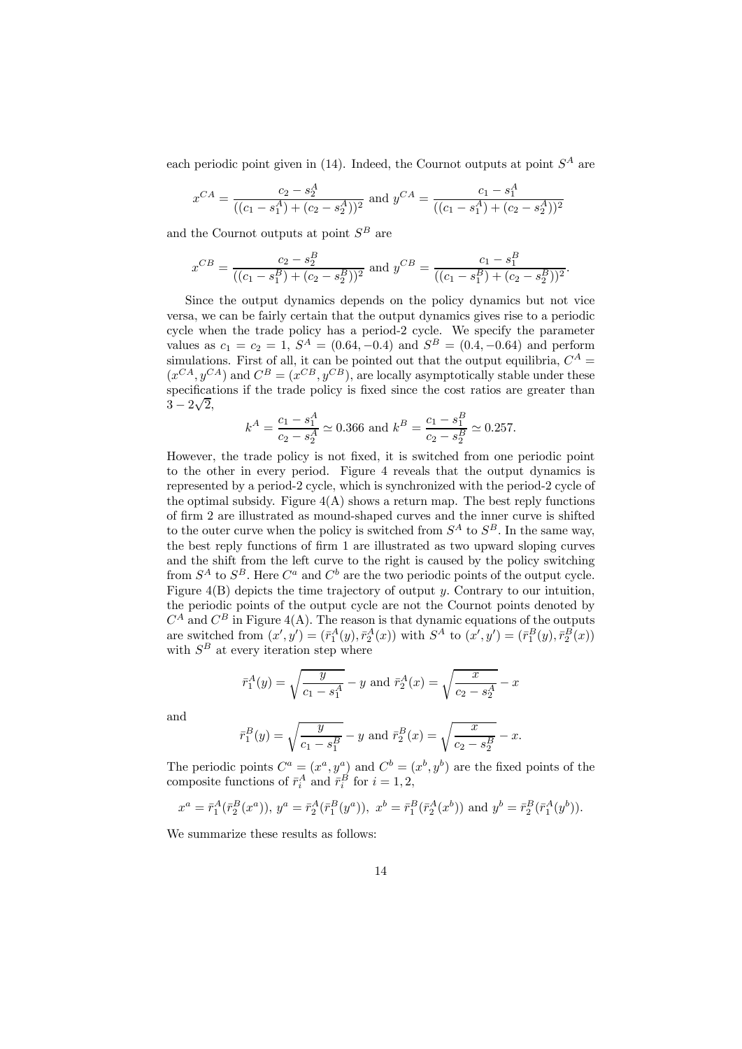each periodic point given in (14). Indeed, the Cournot outputs at point $S^A$ are

$$x^{CA} = \frac{c_2 - s_2^A}{((c_1 - s_1^A) + (c_2 - s_2^A))^2} \text{ and } y^{CA} = \frac{c_1 - s_1^A}{((c_1 - s_1^A) + (c_2 - s_2^A))^2}$$

and the Cournot outputs at point $S^B$ are

$$x^{CB} = \frac{c_2 - s_2^B}{((c_1 - s_1^B) + (c_2 - s_2^B))^2} \text{ and } y^{CB} = \frac{c_1 - s_1^B}{((c_1 - s_1^B) + (c_2 - s_2^B))^2}.$$

Since the output dynamics depends on the policy dynamics but not vice versa, we can be fairly certain that the output dynamics gives rise to a periodic cycle when the trade policy has a period-2 cycle. We specify the parameter values as $c_1 = c_2 = 1$, $S^A = (0.64, -0.4)$ and $S^B = (0.4, -0.64)$ and perform simulations. First of all, it can be pointed out that the output equilibria, $C^A = (x^{CA}, y^{CA})$ and $C^B = (x^{CB}, y^{CB})$, are locally asymptotically stable under these specifications if the trade policy is fixed since the cost ratios are greater than $3 - 2\sqrt{2}$,

$$k^A = \frac{c_1 - s_1^A}{c_2 - s_2^A} \simeq 0.366 \text{ and } k^B = \frac{c_1 - s_1^B}{c_2 - s_2^B} \simeq 0.257.$$

However, the trade policy is not fixed, it is switched from one periodic point to the other in every period. Figure 4 reveals that the output dynamics is represented by a period-2 cycle, which is synchronized with the period-2 cycle of the optimal subsidy. Figure 4(A) shows a return map. The best reply functions of firm 2 are illustrated as mound-shaped curves and the inner curve is shifted to the outer curve when the policy is switched from $S^A$ to $S^B$. In the same way, the best reply functions of firm 1 are illustrated as two upward sloping curves and the shift from the left curve to the right is caused by the policy switching from $S^A$ to $S^B$. Here $C^a$ and $C^b$ are the two periodic points of the output cycle. Figure 4(B) depicts the time trajectory of output $y$. Contrary to our intuition, the periodic points of the output cycle are not the Cournot points denoted by $C^A$ and $C^B$ in Figure 4(A). The reason is that dynamic equations of the outputs are switched from $(x', y') = (\bar{r}_1^A(y), \bar{r}_2^A(x))$ with $S^A$ to $(x', y') = (\bar{r}_1^B(y), \bar{r}_2^B(x))$ with $S^B$ at every iteration step where

$$\bar{r}_1^A(y) = \sqrt{\frac{y}{c_1 - s_1^A}} - y \text{ and } \bar{r}_2^A(x) = \sqrt{\frac{x}{c_2 - s_2^A}} - x$$

and

$$\bar{r}_1^B(y) = \sqrt{\frac{y}{c_1 - s_1^B}} - y \text{ and } \bar{r}_2^B(x) = \sqrt{\frac{x}{c_2 - s_2^B}} - x.$$

The periodic points $C^a = (x^a, y^a)$ and $C^b = (x^b, y^b)$ are the fixed points of the composite functions of $\bar{r}_i^A$ and $\bar{r}_i^B$ for $i = 1, 2$,

$$x^a = \bar{r}_1^A(\bar{r}_2^B(x^a)),\ y^a = \bar{r}_2^A(\bar{r}_1^B(y^a)),\ x^b = \bar{r}_1^B(\bar{r}_2^A(x^b)) \text{ and } y^b = \bar{r}_2^B(\bar{r}_1^A(y^b)).$$

We summarize these results as follows: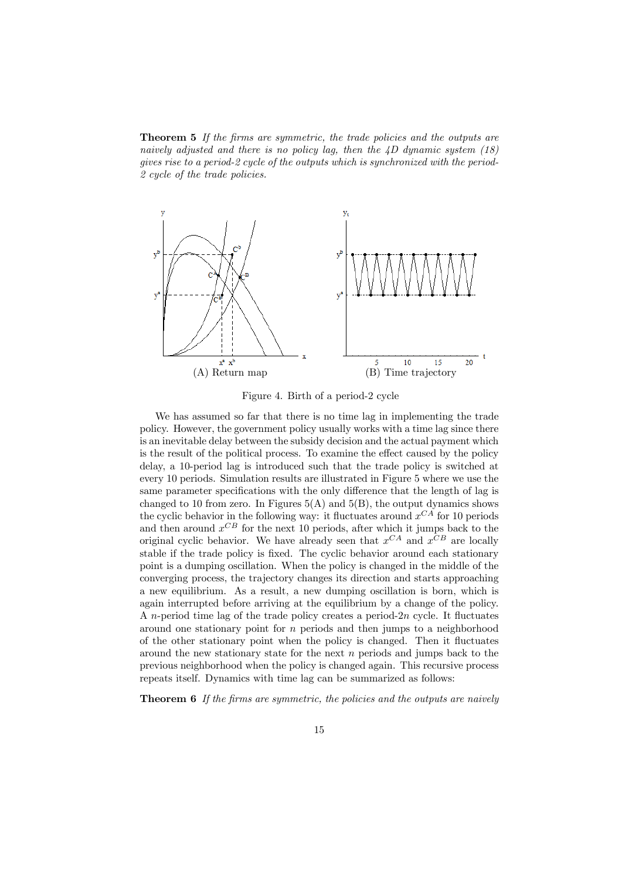**Theorem 5** *If the firms are symmetric, the trade policies and the outputs are naively adjusted and there is no policy lag, then the 4D dynamic system (18) gives rise to a period-2 cycle of the outputs which is synchronized with the period-2 cycle of the trade policies.*

(A) Return map (B) Time trajectory

Figure 4. Birth of a period-2 cycle

We has assumed so far that there is no time lag in implementing the trade policy. However, the government policy usually works with a time lag since there is an inevitable delay between the subsidy decision and the actual payment which is the result of the political process. To examine the effect caused by the policy delay, a 10-period lag is introduced such that the trade policy is switched at every 10 periods. Simulation results are illustrated in Figure 5 where we use the same parameter specifications with the only difference that the length of lag is changed to 10 from zero. In Figures 5(A) and 5(B), the output dynamics shows the cyclic behavior in the following way: it fluctuates around $x^{CA}$ for 10 periods and then around $x^{CB}$ for the next 10 periods, after which it jumps back to the original cyclic behavior. We have already seen that $x^{CA}$ and $x^{CB}$ are locally stable if the trade policy is fixed. The cyclic behavior around each stationary point is a dumping oscillation. When the policy is changed in the middle of the converging process, the trajectory changes its direction and starts approaching a new equilibrium. As a result, a new dumping oscillation is born, which is again interrupted before arriving at the equilibrium by a change of the policy. A $n$-period time lag of the trade policy creates a period-$2n$ cycle. It fluctuates around one stationary point for $n$ periods and then jumps to a neighborhood of the other stationary point when the policy is changed. Then it fluctuates around the new stationary state for the next $n$ periods and jumps back to the previous neighborhood when the policy is changed again. This recursive process repeats itself. Dynamics with time lag can be summarized as follows:

**Theorem 6** *If the firms are symmetric, the policies and the outputs are naively*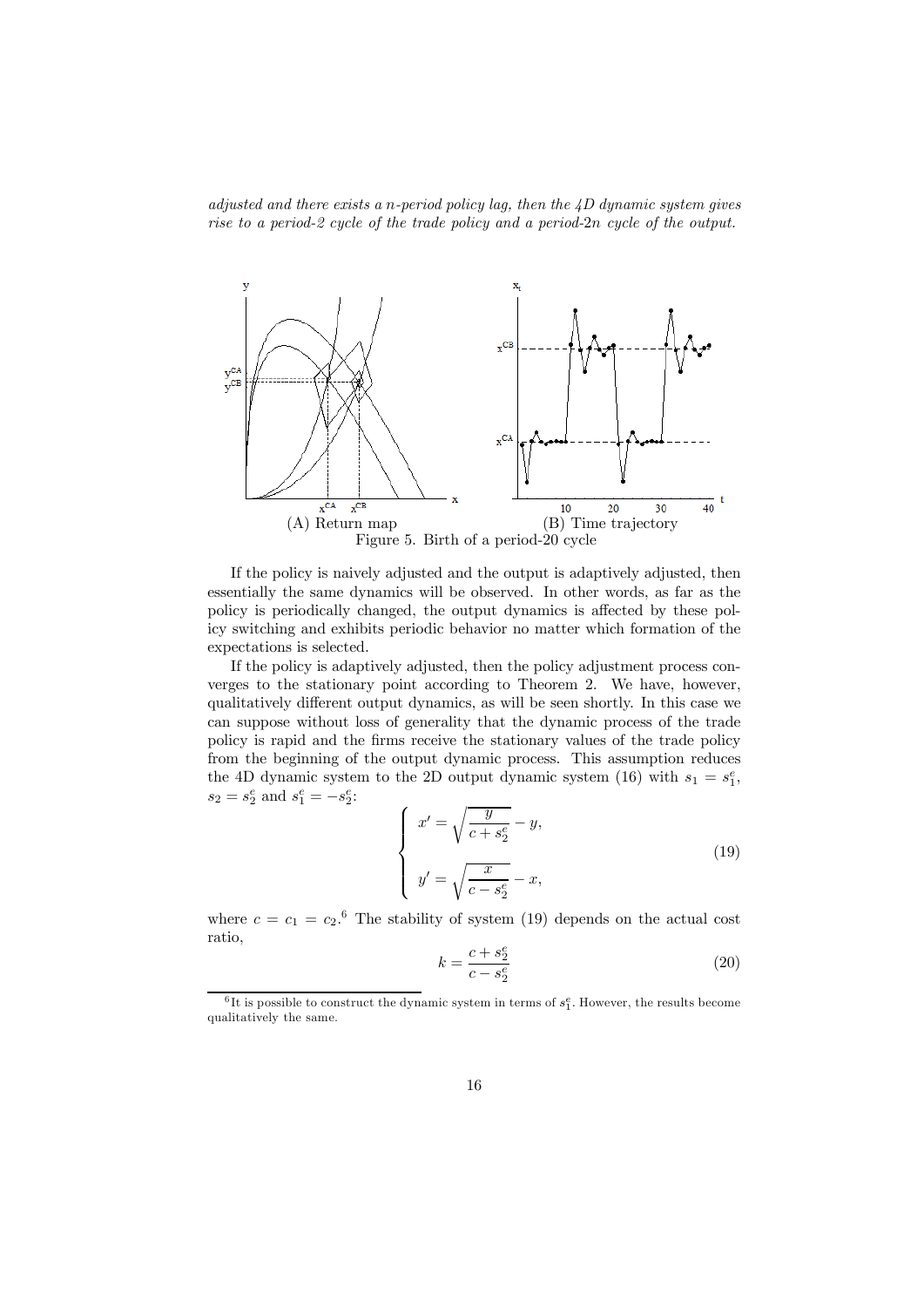*adjusted and there exists a $n$-period policy lag, then the 4D dynamic system gives rise to a period-2 cycle of the trade policy and a period-$2n$ cycle of the output.*

(A) Return map (B) Time trajectory

Figure 5. Birth of a period-20 cycle

If the policy is naively adjusted and the output is adaptively adjusted, then essentially the same dynamics will be observed. In other words, as far as the policy is periodically changed, the output dynamics is affected by these policy switching and exhibits periodic behavior no matter which formation of the expectations is selected.

If the policy is adaptively adjusted, then the policy adjustment process converges to the stationary point according to Theorem 2. We have, however, qualitatively different output dynamics, as will be seen shortly. In this case we can suppose without loss of generality that the dynamic process of the trade policy is rapid and the firms receive the stationary values of the trade policy from the beginning of the output dynamic process. This assumption reduces the 4D dynamic system to the 2D output dynamic system (16) with $s_1 = s_1^e$, $s_2 = s_2^e$ and $s_1^e = -s_2^e$:

$$
\begin{cases}
x' = \sqrt{\dfrac{y}{c + s_2^e}} - y, \\[2ex]
y' = \sqrt{\dfrac{x}{c - s_2^e}} - x,
\end{cases}
\tag{19}
$$

where $c = c_1 = c_2$.[6] The stability of system (19) depends on the actual cost ratio,

$$
k = \frac{c + s_2^e}{c - s_2^e}
\tag{20}
$$

[6] It is possible to construct the dynamic system in terms of $s_1^e$. However, the results become qualitatively the same.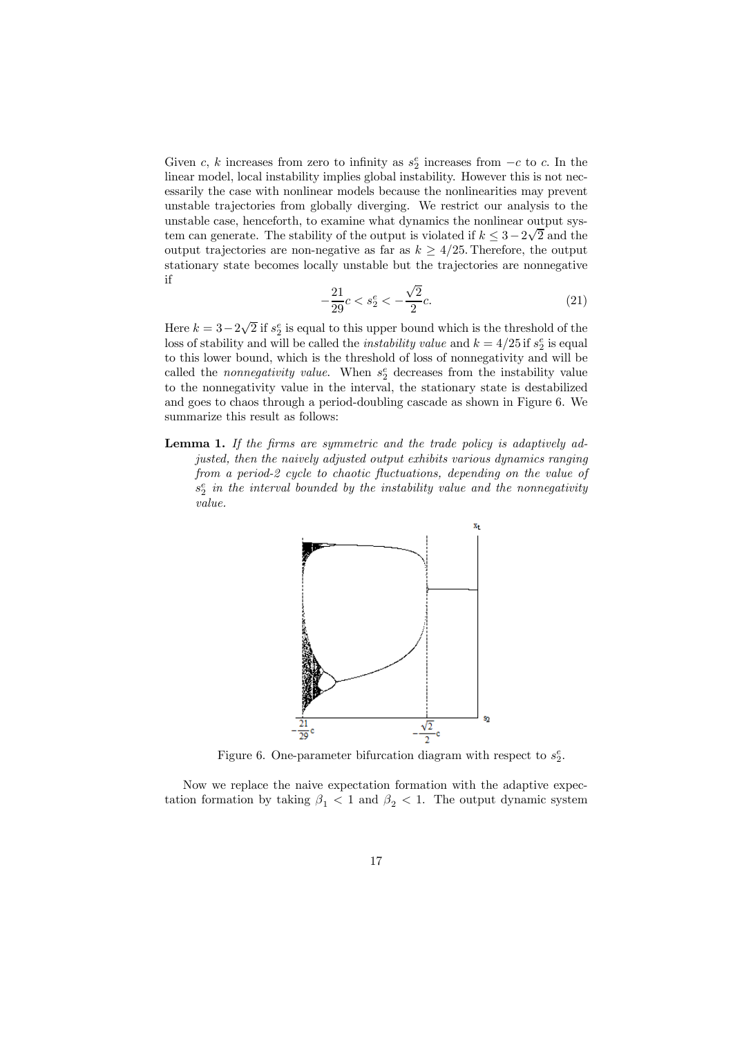Given $c$, $k$ increases from zero to infinity as $s_2^e$ increases from $-c$ to $c$. In the linear model, local instability implies global instability. However this is not necessarily the case with nonlinear models because the nonlinearities may prevent unstable trajectories from globally diverging. We restrict our analysis to the unstable case, henceforth, to examine what dynamics the nonlinear output system can generate. The stability of the output is violated if $k \leq 3-2\sqrt{2}$ and the output trajectories are non-negative as far as $k \geq 4/25$. Therefore, the output stationary state becomes locally unstable but the trajectories are nonnegative if

$$-\frac{21}{29}c < s_2^e < -\frac{\sqrt{2}}{2}c. \tag{21}$$

Here $k = 3-2\sqrt{2}$ if $s_2^e$ is equal to this upper bound which is the threshold of the loss of stability and will be called the *instability value* and $k = 4/25$ if $s_2^e$ is equal to this lower bound, which is the threshold of loss of nonnegativity and will be called the *nonnegativity value*. When $s_2^e$ decreases from the instability value to the nonnegativity value in the interval, the stationary state is destabilized and goes to chaos through a period-doubling cascade as shown in Figure 6. We summarize this result as follows:

**Lemma 1.** *If the firms are symmetric and the trade policy is adaptively adjusted, then the naively adjusted output exhibits various dynamics ranging from a period-2 cycle to chaotic fluctuations, depending on the value of $s_2^e$ in the interval bounded by the instability value and the nonnegativity value.*

Figure 6. One-parameter bifurcation diagram with respect to $s_2^e$.

Now we replace the naive expectation formation with the adaptive expectation formation by taking $\beta_1 < 1$ and $\beta_2 < 1$. The output dynamic system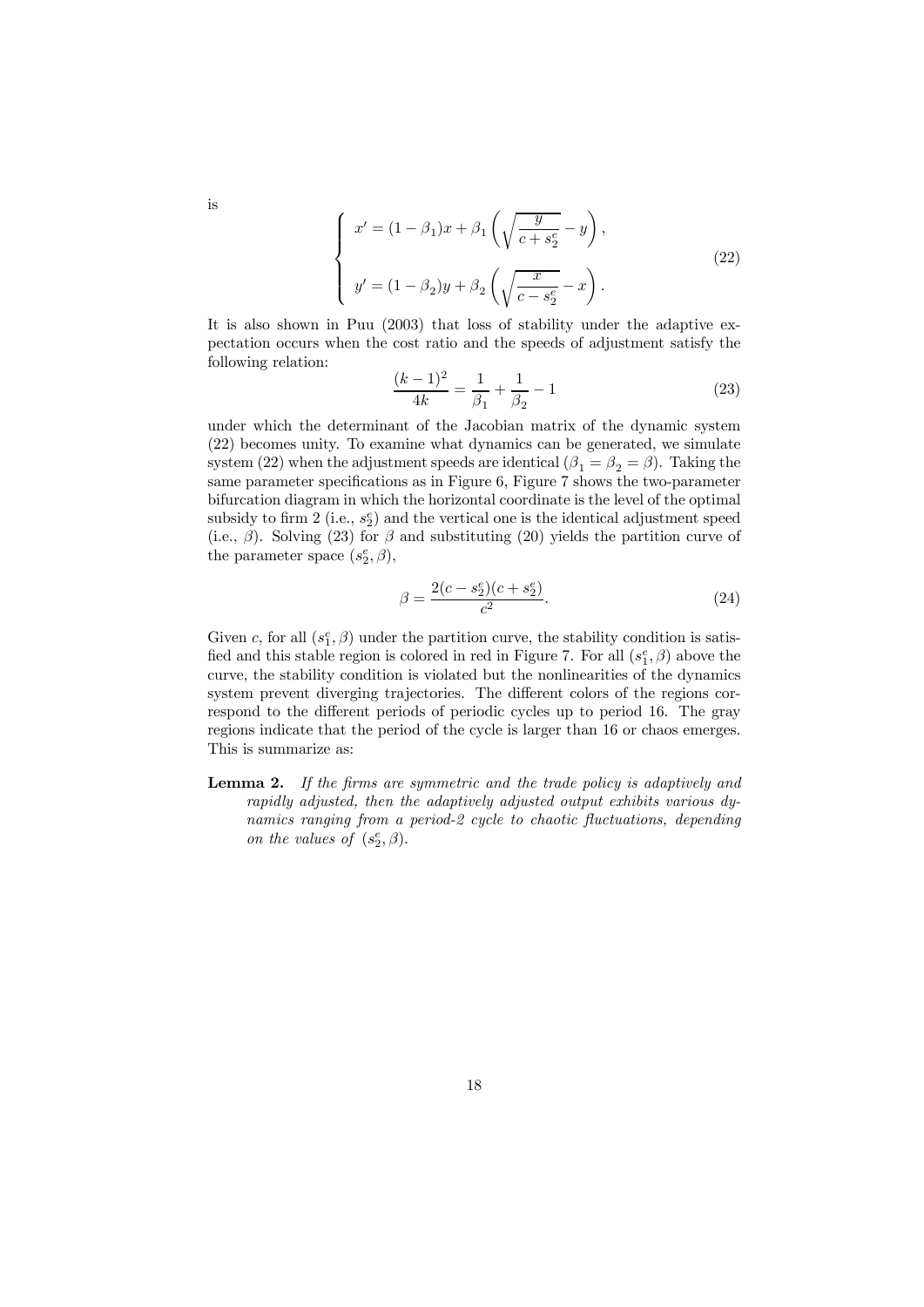is

$$
\begin{cases}
x' = (1-\beta_1)x + \beta_1 \left( \sqrt{\dfrac{y}{c+s_2^e}} - y \right), \\
\\
y' = (1-\beta_2)y + \beta_2 \left( \sqrt{\dfrac{x}{c-s_2^e}} - x \right).
\end{cases}
\tag{22}
$$

It is also shown in Puu (2003) that loss of stability under the adaptive expectation occurs when the cost ratio and the speeds of adjustment satisfy the following relation:

$$
\frac{(k-1)^2}{4k} = \frac{1}{\beta_1} + \frac{1}{\beta_2} - 1 \tag{23}
$$

under which the determinant of the Jacobian matrix of the dynamic system (22) becomes unity. To examine what dynamics can be generated, we simulate system (22) when the adjustment speeds are identical ($\beta_1 = \beta_2 = \beta$). Taking the same parameter specifications as in Figure 6, Figure 7 shows the two-parameter bifurcation diagram in which the horizontal coordinate is the level of the optimal subsidy to firm 2 (i.e., $s_2^e$) and the vertical one is the identical adjustment speed (i.e., $\beta$). Solving (23) for $\beta$ and substituting (20) yields the partition curve of the parameter space $(s_2^e, \beta)$,

$$
\beta = \frac{2(c-s_2^e)(c+s_2^e)}{c^2}. \tag{24}
$$

Given $c$, for all $(s_1^e, \beta)$ under the partition curve, the stability condition is satisfied and this stable region is colored in red in Figure 7. For all $(s_1^e, \beta)$ above the curve, the stability condition is violated but the nonlinearities of the dynamics system prevent diverging trajectories. The different colors of the regions correspond to the different periods of periodic cycles up to period 16. The gray regions indicate that the period of the cycle is larger than 16 or chaos emerges. This is summarize as:

**Lemma 2.** *If the firms are symmetric and the trade policy is adaptively and rapidly adjusted, then the adaptively adjusted output exhibits various dynamics ranging from a period-2 cycle to chaotic fluctuations, depending on the values of* $(s_2^e, \beta)$.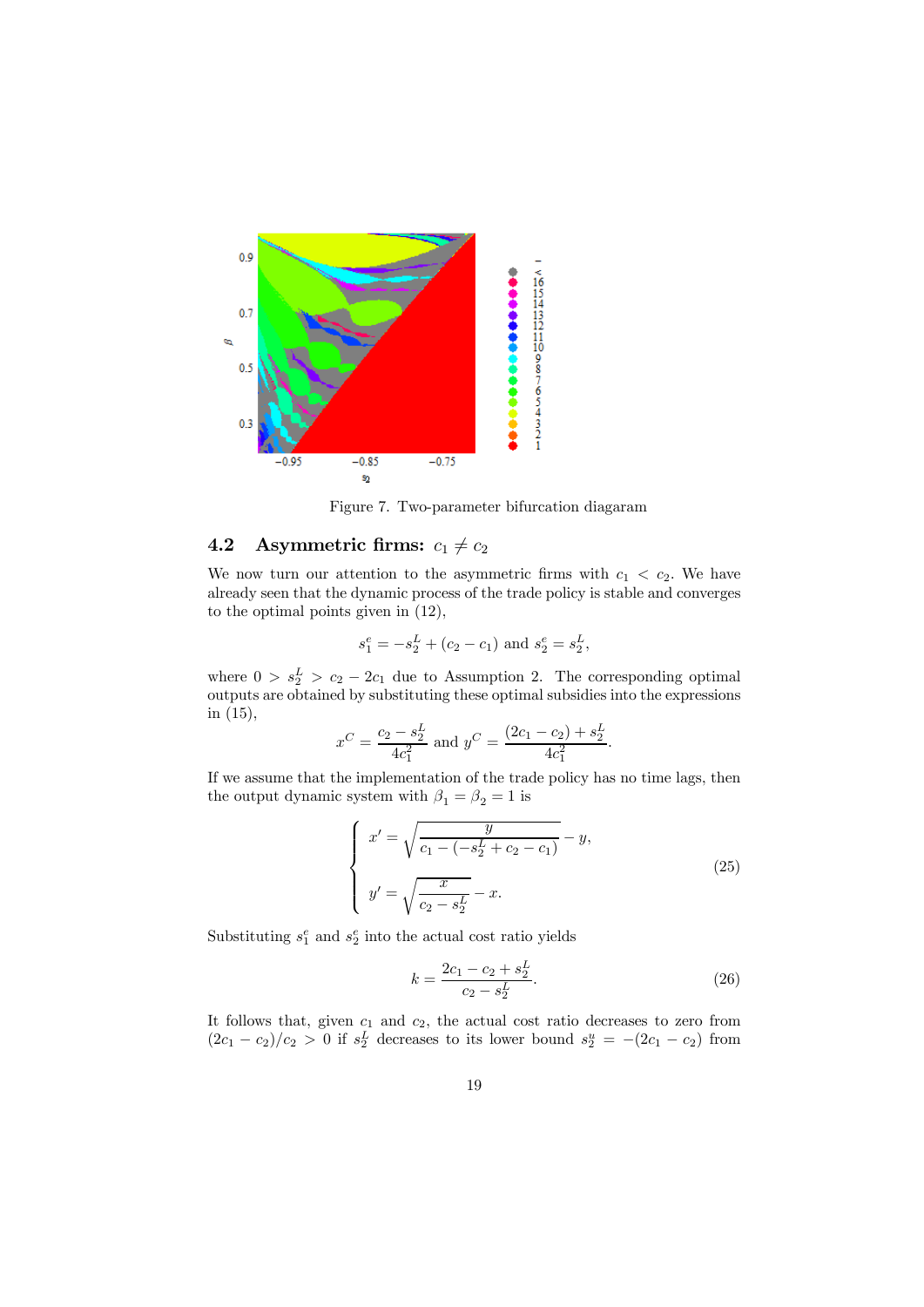Figure 7. Two-parameter bifurcation diagaram

## 4.2 Asymmetric firms: $c_1 \neq c_2$

We now turn our attention to the asymmetric firms with $c_1 < c_2$. We have already seen that the dynamic process of the trade policy is stable and converges to the optimal points given in (12),

$$s_1^e = -s_2^L + (c_2 - c_1) \text{ and } s_2^e = s_2^L,$$

where $0 > s_2^L > c_2 - 2c_1$ due to Assumption 2. The corresponding optimal outputs are obtained by substituting these optimal subsidies into the expressions in (15),

$$x^C = \frac{c_2 - s_2^L}{4c_1^2} \text{ and } y^C = \frac{(2c_1 - c_2) + s_2^L}{4c_1^2}.$$

If we assume that the implementation of the trade policy has no time lags, then the output dynamic system with $\beta_1 = \beta_2 = 1$ is

$$\begin{cases} x' = \sqrt{\dfrac{y}{c_1 - (-s_2^L + c_2 - c_1)}} - y, \\ \\ y' = \sqrt{\dfrac{x}{c_2 - s_2^L}} - x. \end{cases} \tag{25}$$

Substituting $s_1^e$ and $s_2^e$ into the actual cost ratio yields

$$k = \frac{2c_1 - c_2 + s_2^L}{c_2 - s_2^L}. \tag{26}$$

It follows that, given $c_1$ and $c_2$, the actual cost ratio decreases to zero from $(2c_1 - c_2)/c_2 > 0$ if $s_2^L$ decreases to its lower bound $s_2^y = -(2c_1 - c_2)$ from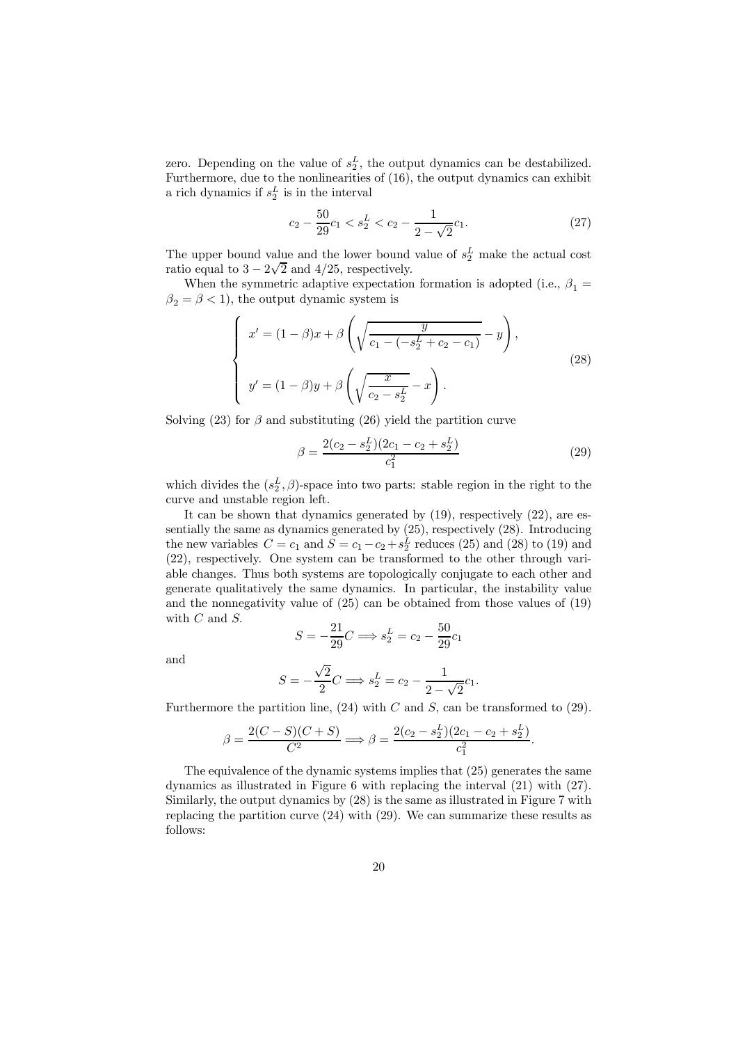zero. Depending on the value of $s_2^L$, the output dynamics can be destabilized. Furthermore, due to the nonlinearities of (16), the output dynamics can exhibit a rich dynamics if $s_2^L$ is in the interval

$$c_2 - \frac{50}{29}c_1 < s_2^L < c_2 - \frac{1}{2-\sqrt{2}}c_1. \tag{27}$$

The upper bound value and the lower bound value of $s_2^L$ make the actual cost ratio equal to $3 - 2\sqrt{2}$ and $4/25$, respectively.

When the symmetric adaptive expectation formation is adopted (i.e., $\beta_1 = \beta_2 = \beta < 1$), the output dynamic system is

$$\left\{ \begin{array}{l} x' = (1-\beta)x + \beta \left( \sqrt{\dfrac{y}{c_1 - (-s_2^L + c_2 - c_1)}} - y \right), \\ \\ y' = (1-\beta)y + \beta \left( \sqrt{\dfrac{x}{c_2 - s_2^L}} - x \right). \end{array} \right. \tag{28}$$

Solving (23) for $\beta$ and substituting (26) yield the partition curve

$$\beta = \frac{2(c_2 - s_2^L)(2c_1 - c_2 + s_2^L)}{c_1^2} \tag{29}$$

which divides the $(s_2^L, \beta)$-space into two parts: stable region in the right to the curve and unstable region left.

It can be shown that dynamics generated by (19), respectively (22), are essentially the same as dynamics generated by (25), respectively (28). Introducing the new variables $C = c_1$ and $S = c_1 - c_2 + s_2^L$ reduces (25) and (28) to (19) and (22), respectively. One system can be transformed to the other through variable changes. Thus both systems are topologically conjugate to each other and generate qualitatively the same dynamics. In particular, the instability value and the nonnegativity value of (25) can be obtained from those values of (19) with $C$ and $S$.

$$S = -\frac{21}{29}C \Longrightarrow s_2^L = c_2 - \frac{50}{29}c_1$$

and

$$S = -\frac{\sqrt{2}}{2}C \Longrightarrow s_2^L = c_2 - \frac{1}{2-\sqrt{2}}c_1.$$

Furthermore the partition line, (24) with $C$ and $S$, can be transformed to (29).

$$\beta = \frac{2(C-S)(C+S)}{C^2} \Longrightarrow \beta = \frac{2(c_2 - s_2^L)(2c_1 - c_2 + s_2^L)}{c_1^2}.$$

The equivalence of the dynamic systems implies that (25) generates the same dynamics as illustrated in Figure 6 with replacing the interval (21) with (27). Similarly, the output dynamics by (28) is the same as illustrated in Figure 7 with replacing the partition curve (24) with (29). We can summarize these results as follows: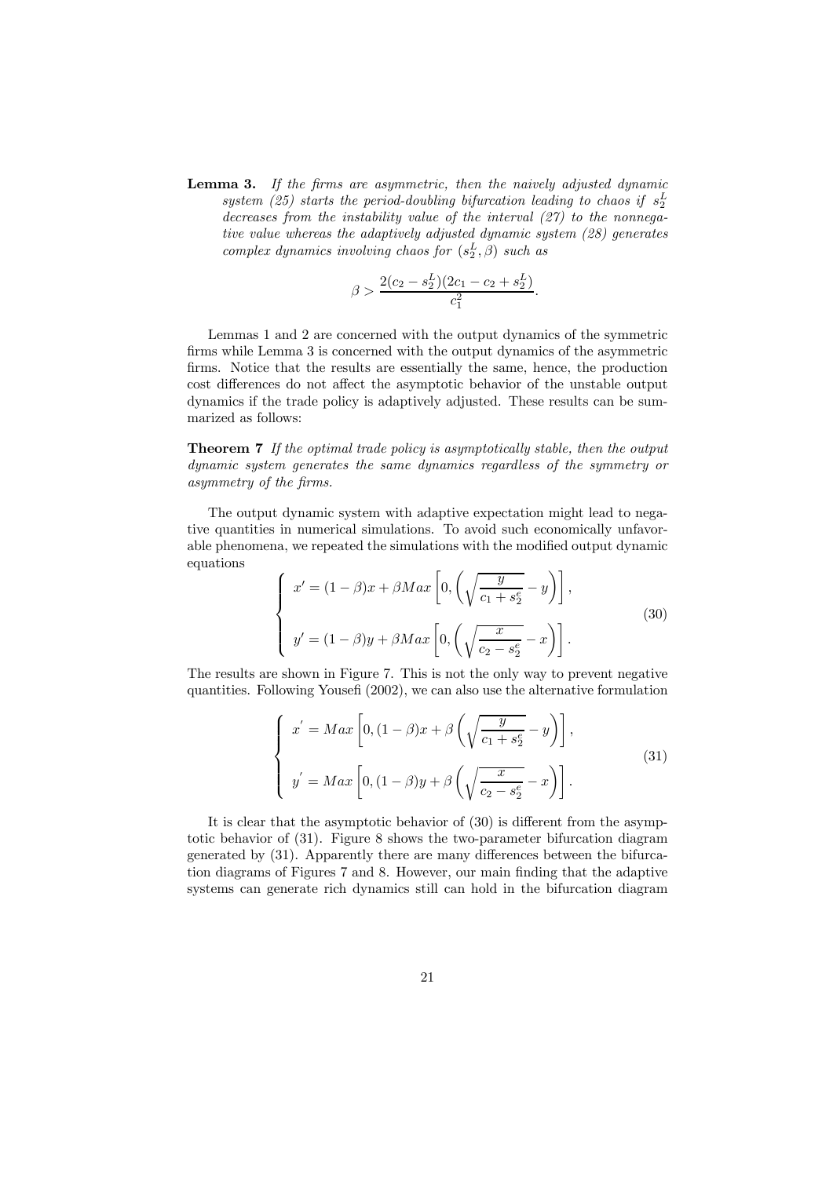**Lemma 3.** *If the firms are asymmetric, then the naively adjusted dynamic system (25) starts the period-doubling bifurcation leading to chaos if $s_2^L$ decreases from the instability value of the interval (27) to the nonnegative value whereas the adaptively adjusted dynamic system (28) generates complex dynamics involving chaos for $(s_2^L, \beta)$ such as*

$$\beta > \frac{2(c_2 - s_2^L)(2c_1 - c_2 + s_2^L)}{c_1^2}.$$

Lemmas 1 and 2 are concerned with the output dynamics of the symmetric firms while Lemma 3 is concerned with the output dynamics of the asymmetric firms. Notice that the results are essentially the same, hence, the production cost differences do not affect the asymptotic behavior of the unstable output dynamics if the trade policy is adaptively adjusted. These results can be summarized as follows:

**Theorem 7** *If the optimal trade policy is asymptotically stable, then the output dynamic system generates the same dynamics regardless of the symmetry or asymmetry of the firms.*

The output dynamic system with adaptive expectation might lead to negative quantities in numerical simulations. To avoid such economically unfavorable phenomena, we repeated the simulations with the modified output dynamic equations

$$\begin{cases} x' = (1-\beta)x + \beta Max\left[0, \left(\sqrt{\dfrac{y}{c_1 + s_2^e}} - y\right)\right], \\ y' = (1-\beta)y + \beta Max\left[0, \left(\sqrt{\dfrac{x}{c_2 - s_2^e}} - x\right)\right]. \end{cases} \tag{30}$$

The results are shown in Figure 7. This is not the only way to prevent negative quantities. Following Yousefi (2002), we can also use the alternative formulation

$$\begin{cases} x' = Max\left[0, (1-\beta)x + \beta\left(\sqrt{\dfrac{y}{c_1 + s_2^e}} - y\right)\right], \\ y' = Max\left[0, (1-\beta)y + \beta\left(\sqrt{\dfrac{x}{c_2 - s_2^e}} - x\right)\right]. \end{cases} \tag{31}$$

It is clear that the asymptotic behavior of (30) is different from the asymptotic behavior of (31). Figure 8 shows the two-parameter bifurcation diagram generated by (31). Apparently there are many differences between the bifurcation diagrams of Figures 7 and 8. However, our main finding that the adaptive systems can generate rich dynamics still can hold in the bifurcation diagram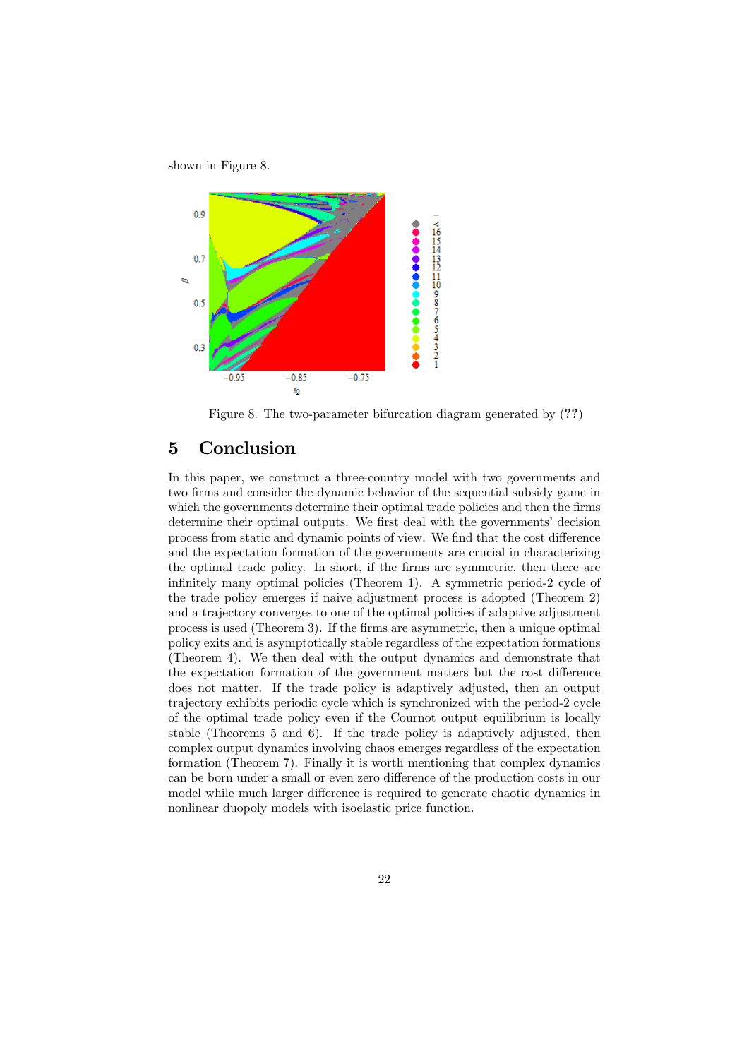shown in Figure 8.

Figure 8. The two-parameter bifurcation diagram generated by (??)

## 5 Conclusion

In this paper, we construct a three-country model with two governments and two firms and consider the dynamic behavior of the sequential subsidy game in which the governments determine their optimal trade policies and then the firms determine their optimal outputs. We first deal with the governments' decision process from static and dynamic points of view. We find that the cost difference and the expectation formation of the governments are crucial in characterizing the optimal trade policy. In short, if the firms are symmetric, then there are infinitely many optimal policies (Theorem 1). A symmetric period-2 cycle of the trade policy emerges if naive adjustment process is adopted (Theorem 2) and a trajectory converges to one of the optimal policies if adaptive adjustment process is used (Theorem 3). If the firms are asymmetric, then a unique optimal policy exits and is asymptotically stable regardless of the expectation formations (Theorem 4). We then deal with the output dynamics and demonstrate that the expectation formation of the government matters but the cost difference does not matter. If the trade policy is adaptively adjusted, then an output trajectory exhibits periodic cycle which is synchronized with the period-2 cycle of the optimal trade policy even if the Cournot output equilibrium is locally stable (Theorems 5 and 6). If the trade policy is adaptively adjusted, then complex output dynamics involving chaos emerges regardless of the expectation formation (Theorem 7). Finally it is worth mentioning that complex dynamics can be born under a small or even zero difference of the production costs in our model while much larger difference is required to generate chaotic dynamics in nonlinear duopoly models with isoelastic price function.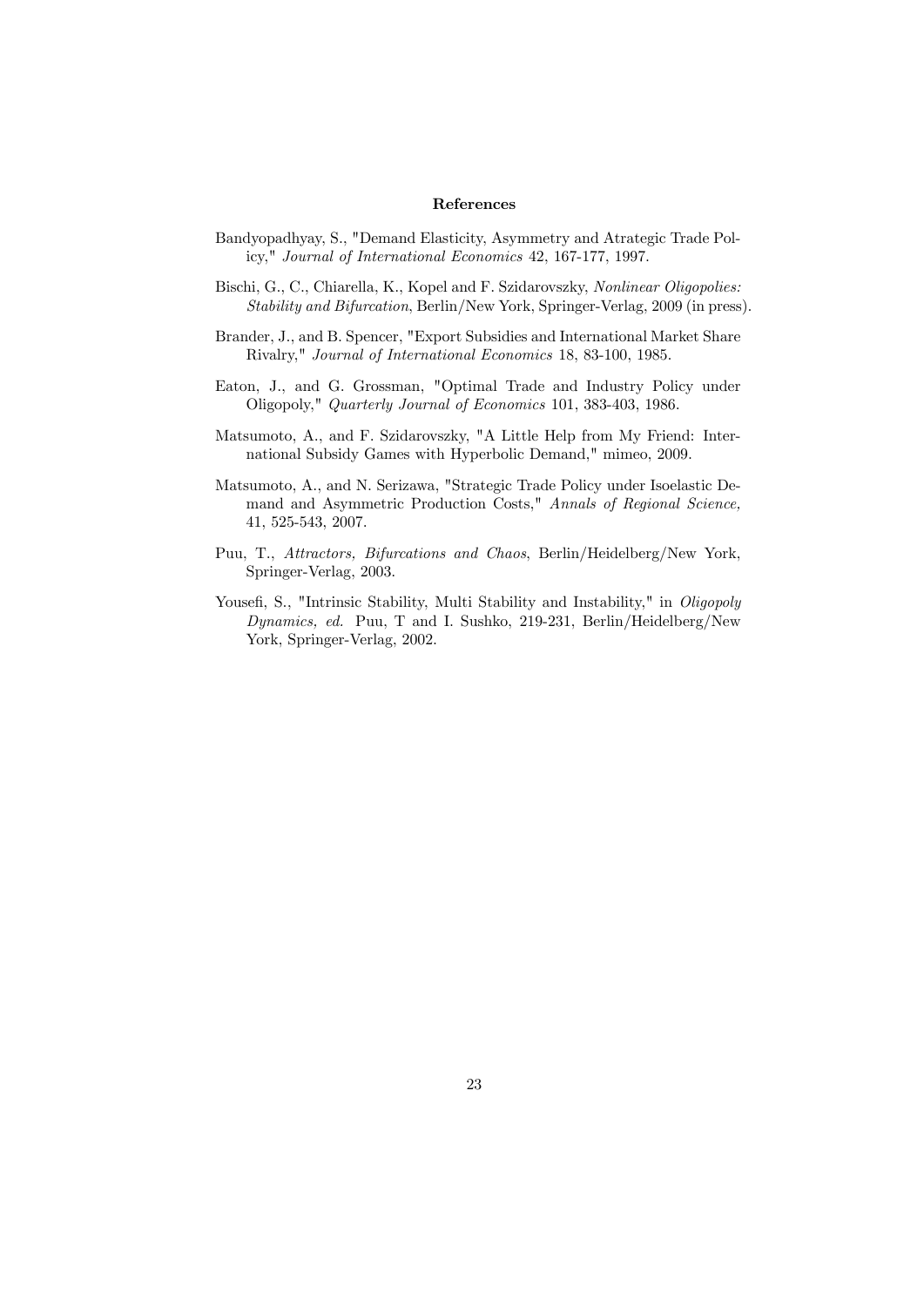## References

Bandyopadhyay, S., "Demand Elasticity, Asymmetry and Atrategic Trade Policy," *Journal of International Economics* 42, 167-177, 1997.

Bischi, G., C., Chiarella, K., Kopel and F. Szidarovszky, *Nonlinear Oligopolies: Stability and Bifurcation*, Berlin/New York, Springer-Verlag, 2009 (in press).

Brander, J., and B. Spencer, "Export Subsidies and International Market Share Rivalry," *Journal of International Economics* 18, 83-100, 1985.

Eaton, J., and G. Grossman, "Optimal Trade and Industry Policy under Oligopoly," *Quarterly Journal of Economics* 101, 383-403, 1986.

Matsumoto, A., and F. Szidarovszky, "A Little Help from My Friend: International Subsidy Games with Hyperbolic Demand," mimeo, 2009.

Matsumoto, A., and N. Serizawa, "Strategic Trade Policy under Isoelastic Demand and Asymmetric Production Costs," *Annals of Regional Science,* 41, 525-543, 2007.

Puu, T., *Attractors, Bifurcations and Chaos*, Berlin/Heidelberg/New York, Springer-Verlag, 2003.

Yousefi, S., "Intrinsic Stability, Multi Stability and Instability," in *Oligopoly Dynamics, ed.* Puu, T and I. Sushko, 219-231, Berlin/Heidelberg/New York, Springer-Verlag, 2002.